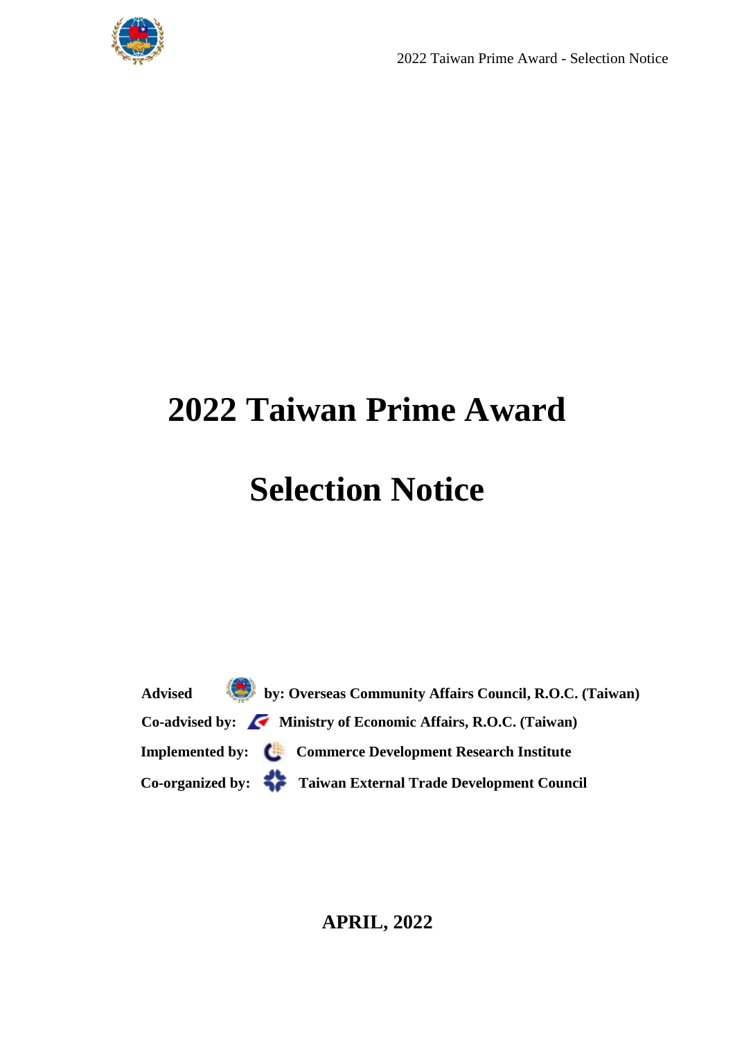# 2022 Taiwan Prime Award

# Selection Notice

**Advised by: Overseas Community Affairs Council, R.O.C. (Taiwan)**

**Co-advised by: Ministry of Economic Affairs, R.O.C. (Taiwan)**

**Implemented by: Commerce Development Research Institute**

**Co-organized by: Taiwan External Trade Development Council**

**APRIL, 2022**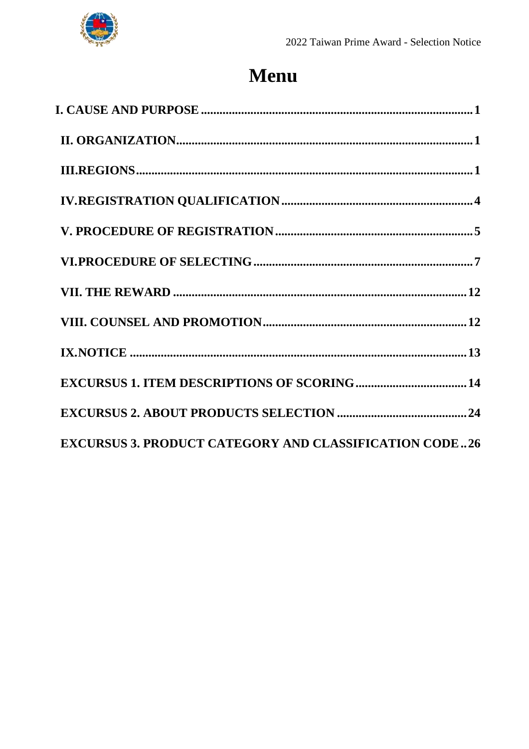# Menu

I. CAUSE AND PURPOSE .......... 1

II. ORGANIZATION .......... 1

III.REGIONS .......... 1

IV.REGISTRATION QUALIFICATION .......... 4

V. PROCEDURE OF REGISTRATION .......... 5

VI.PROCEDURE OF SELECTING .......... 7

VII. THE REWARD .......... 12

VIII. COUNSEL AND PROMOTION .......... 12

IX.NOTICE .......... 13

EXCURSUS 1. ITEM DESCRIPTIONS OF SCORING .......... 14

EXCURSUS 2. ABOUT PRODUCTS SELECTION .......... 24

EXCURSUS 3. PRODUCT CATEGORY AND CLASSIFICATION CODE .......... 26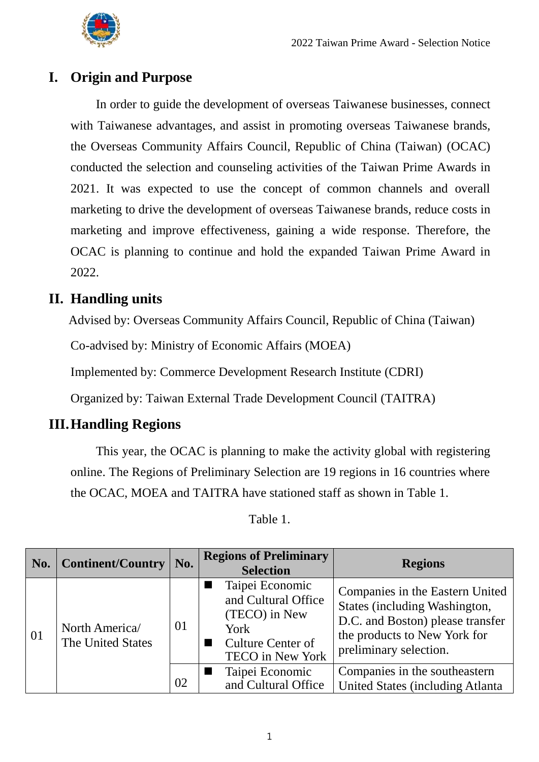## I. Origin and Purpose

In order to guide the development of overseas Taiwanese businesses, connect with Taiwanese advantages, and assist in promoting overseas Taiwanese brands, the Overseas Community Affairs Council, Republic of China (Taiwan) (OCAC) conducted the selection and counseling activities of the Taiwan Prime Awards in 2021. It was expected to use the concept of common channels and overall marketing to drive the development of overseas Taiwanese brands, reduce costs in marketing and improve effectiveness, gaining a wide response. Therefore, the OCAC is planning to continue and hold the expanded Taiwan Prime Award in 2022.

## II. Handling units

Advised by: Overseas Community Affairs Council, Republic of China (Taiwan)

Co-advised by: Ministry of Economic Affairs (MOEA)

Implemented by: Commerce Development Research Institute (CDRI)

Organized by: Taiwan External Trade Development Council (TAITRA)

## III. Handling Regions

This year, the OCAC is planning to make the activity global with registering online. The Regions of Preliminary Selection are 19 regions in 16 countries where the OCAC, MOEA and TAITRA have stationed staff as shown in Table 1.

Table 1.

| No. | Continent/Country | No. | Regions of Preliminary Selection | Regions |
|---|---|---|---|---|
| 01 | North America/ The United States | 01 | ■ Taipei Economic and Cultural Office (TECO) in New York<br>■ Culture Center of TECO in New York | Companies in the Eastern United States (including Washington, D.C. and Boston) please transfer the products to New York for preliminary selection. |
| | | 02 | ■ Taipei Economic and Cultural Office | Companies in the southeastern United States (including Atlanta |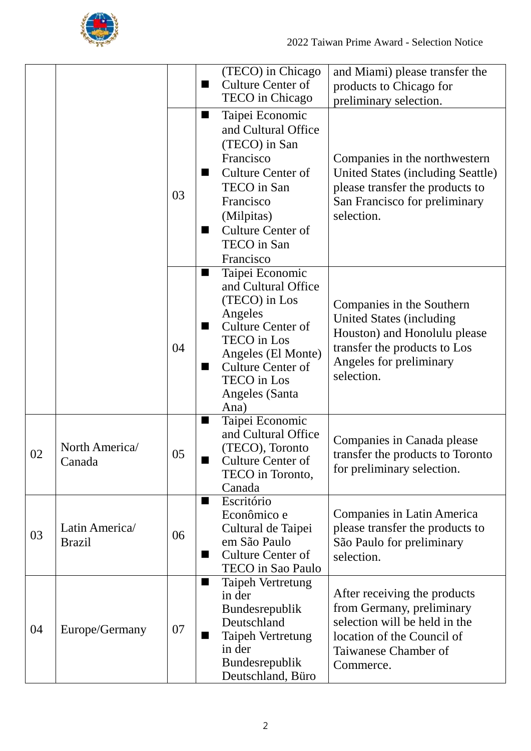| | | | | |
|---|---|---|---|---|
| | | | ■ (TECO) in Chicago<br>■ Culture Center of TECO in Chicago | and Miami) please transfer the products to Chicago for preliminary selection. |
| | | 03 | ■ Taipei Economic and Cultural Office (TECO) in San Francisco<br>■ Culture Center of TECO in San Francisco (Milpitas)<br>■ Culture Center of TECO in San Francisco | Companies in the northwestern United States (including Seattle) please transfer the products to San Francisco for preliminary selection. |
| | | 04 | ■ Taipei Economic and Cultural Office (TECO) in Los Angeles<br>■ Culture Center of TECO in Los Angeles (El Monte)<br>■ Culture Center of TECO in Los Angeles (Santa Ana) | Companies in the Southern United States (including Houston) and Honolulu please transfer the products to Los Angeles for preliminary selection. |
| 02 | North America/ Canada | 05 | ■ Taipei Economic and Cultural Office (TECO), Toronto<br>■ Culture Center of TECO in Toronto, Canada | Companies in Canada please transfer the products to Toronto for preliminary selection. |
| 03 | Latin America/ Brazil | 06 | ■ Escritório Econômico e Cultural de Taipei em São Paulo<br>■ Culture Center of TECO in Sao Paulo | Companies in Latin America please transfer the products to São Paulo for preliminary selection. |
| 04 | Europe/Germany | 07 | ■ Taipeh Vertretung in der Bundesrepublik Deutschland<br>■ Taipeh Vertretung in der Bundesrepublik Deutschland, Büro | After receiving the products from Germany, preliminary selection will be held in the location of the Council of Taiwanese Chamber of Commerce. |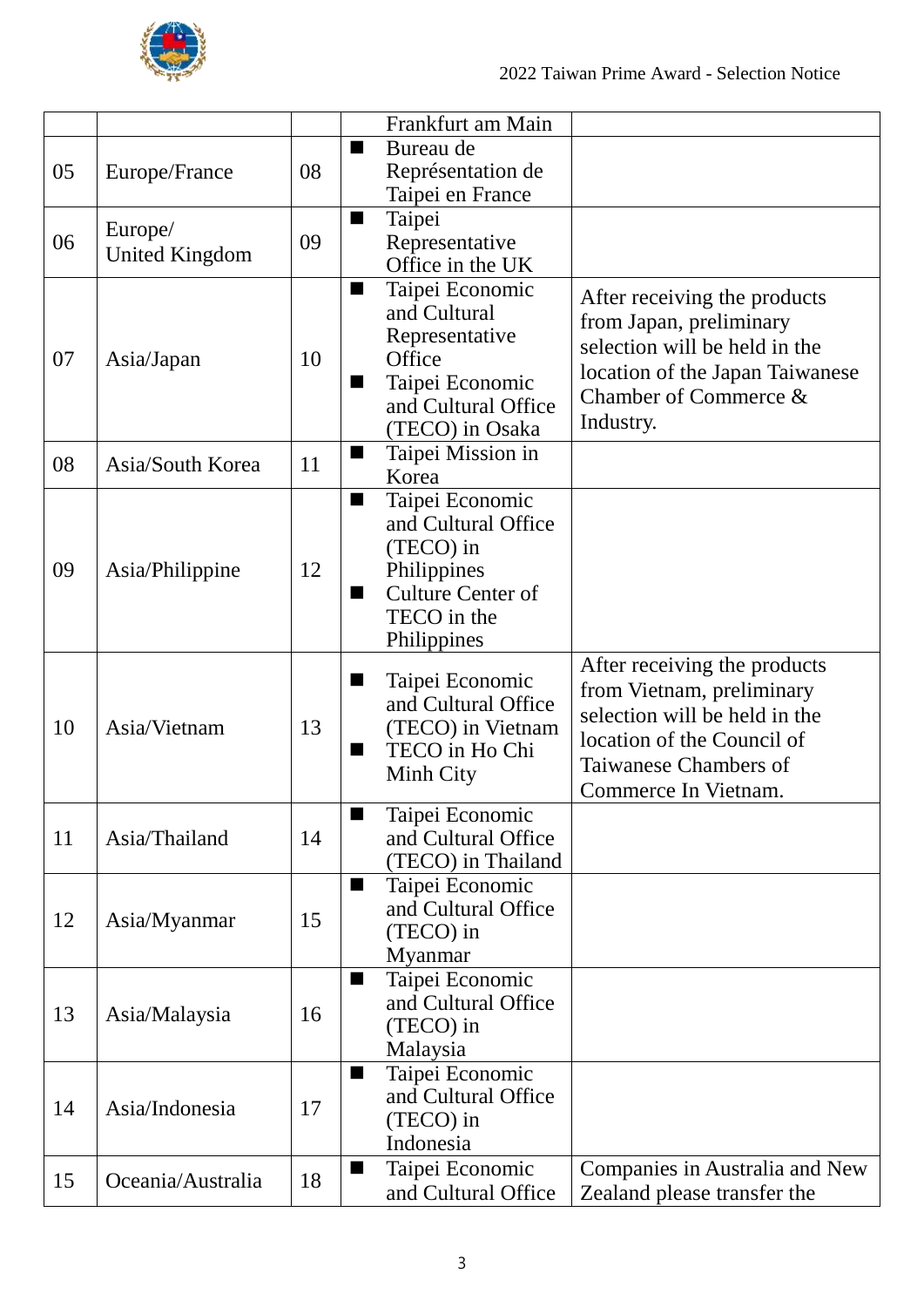| | | | | |
|---|---|---|---|---|
| | | | Frankfurt am Main | |
| 05 | Europe/France | 08 | ■ Bureau de Représentation de Taipei en France | |
| 06 | Europe/ United Kingdom | 09 | ■ Taipei Representative Office in the UK | |
| 07 | Asia/Japan | 10 | ■ Taipei Economic and Cultural Representative Office<br>■ Taipei Economic and Cultural Office (TECO) in Osaka | After receiving the products from Japan, preliminary selection will be held in the location of the Japan Taiwanese Chamber of Commerce & Industry. |
| 08 | Asia/South Korea | 11 | ■ Taipei Mission in Korea | |
| 09 | Asia/Philippine | 12 | ■ Taipei Economic and Cultural Office (TECO) in Philippines<br>■ Culture Center of TECO in the Philippines | |
| 10 | Asia/Vietnam | 13 | ■ Taipei Economic and Cultural Office (TECO) in Vietnam<br>■ TECO in Ho Chi Minh City | After receiving the products from Vietnam, preliminary selection will be held in the location of the Council of Taiwanese Chambers of Commerce In Vietnam. |
| 11 | Asia/Thailand | 14 | ■ Taipei Economic and Cultural Office (TECO) in Thailand | |
| 12 | Asia/Myanmar | 15 | ■ Taipei Economic and Cultural Office (TECO) in Myanmar | |
| 13 | Asia/Malaysia | 16 | ■ Taipei Economic and Cultural Office (TECO) in Malaysia | |
| 14 | Asia/Indonesia | 17 | ■ Taipei Economic and Cultural Office (TECO) in Indonesia | |
| 15 | Oceania/Australia | 18 | ■ Taipei Economic and Cultural Office | Companies in Australia and New Zealand please transfer the |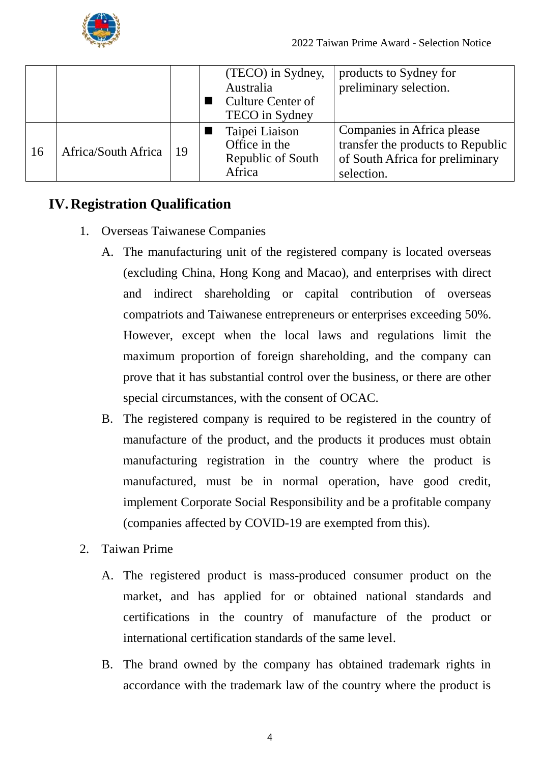|  |  |  | (TECO) in Sydney, Australia<br>■ Culture Center of TECO in Sydney | products to Sydney for preliminary selection. |
|---|---|---|---|---|
| 16 | Africa/South Africa | 19 | ■ Taipei Liaison Office in the Republic of South Africa | Companies in Africa please transfer the products to Republic of South Africa for preliminary selection. |

## IV. Registration Qualification

1. Overseas Taiwanese Companies

   A. The manufacturing unit of the registered company is located overseas (excluding China, Hong Kong and Macao), and enterprises with direct and indirect shareholding or capital contribution of overseas compatriots and Taiwanese entrepreneurs or enterprises exceeding 50%. However, except when the local laws and regulations limit the maximum proportion of foreign shareholding, and the company can prove that it has substantial control over the business, or there are other special circumstances, with the consent of OCAC.

   B. The registered company is required to be registered in the country of manufacture of the product, and the products it produces must obtain manufacturing registration in the country where the product is manufactured, must be in normal operation, have good credit, implement Corporate Social Responsibility and be a profitable company (companies affected by COVID-19 are exempted from this).

2. Taiwan Prime

   A. The registered product is mass-produced consumer product on the market, and has applied for or obtained national standards and certifications in the country of manufacture of the product or international certification standards of the same level.

   B. The brand owned by the company has obtained trademark rights in accordance with the trademark law of the country where the product is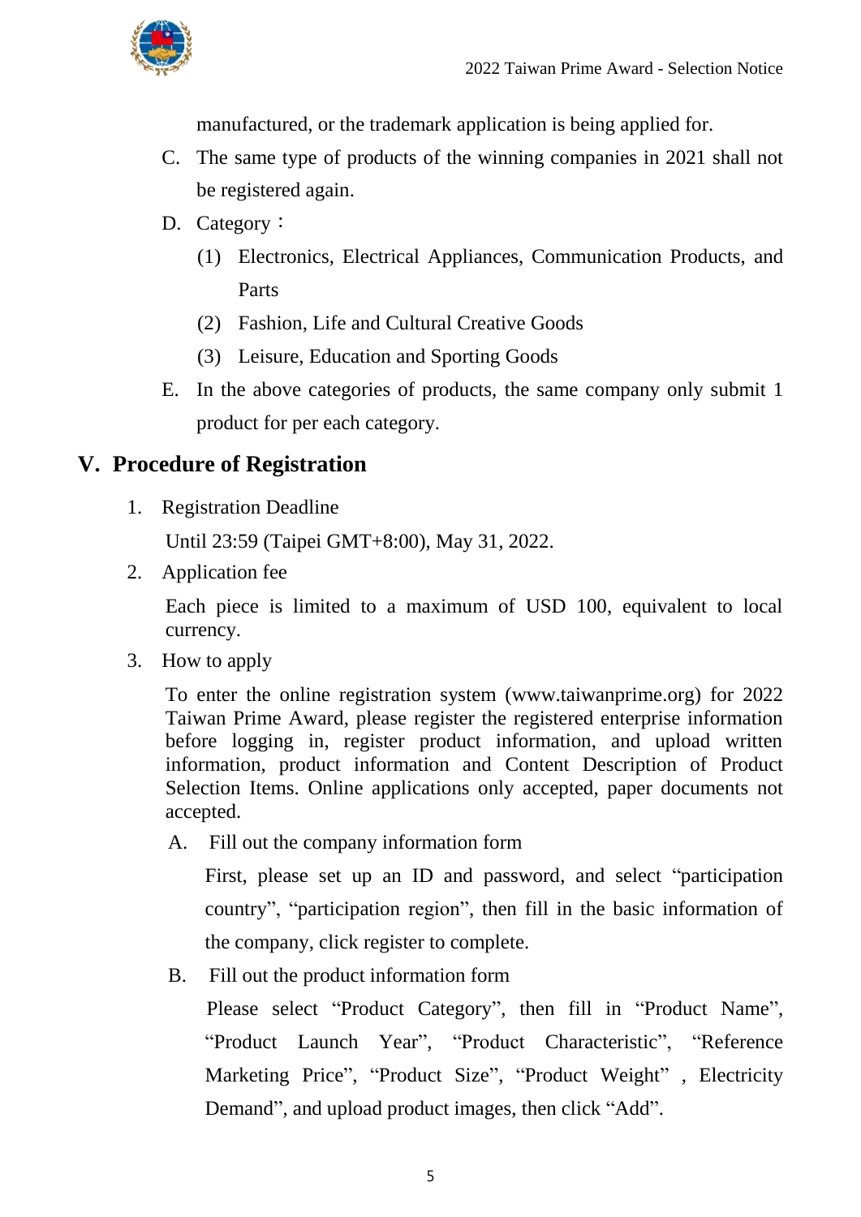manufactured, or the trademark application is being applied for.

C. The same type of products of the winning companies in 2021 shall not be registered again.

D. Category：

   (1) Electronics, Electrical Appliances, Communication Products, and Parts

   (2) Fashion, Life and Cultural Creative Goods

   (3) Leisure, Education and Sporting Goods

E. In the above categories of products, the same company only submit 1 product for per each category.

## V. Procedure of Registration

1. Registration Deadline

   Until 23:59 (Taipei GMT+8:00), May 31, 2022.

2. Application fee

   Each piece is limited to a maximum of USD 100, equivalent to local currency.

3. How to apply

   To enter the online registration system (www.taiwanprime.org) for 2022 Taiwan Prime Award, please register the registered enterprise information before logging in, register product information, and upload written information, product information and Content Description of Product Selection Items. Online applications only accepted, paper documents not accepted.

   A. Fill out the company information form

      First, please set up an ID and password, and select “participation country”, “participation region”, then fill in the basic information of the company, click register to complete.

   B. Fill out the product information form

      Please select “Product Category”, then fill in “Product Name”, “Product Launch Year”, “Product Characteristic”, “Reference Marketing Price”, “Product Size”, “Product Weight” , Electricity Demand”, and upload product images, then click “Add”.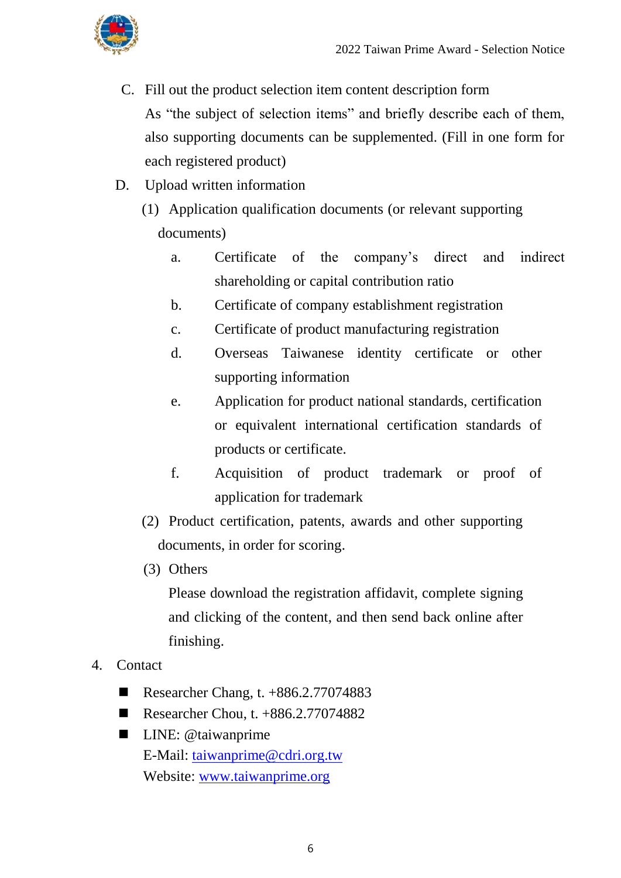C. Fill out the product selection item content description form

   As "the subject of selection items" and briefly describe each of them, also supporting documents can be supplemented. (Fill in one form for each registered product)

D. Upload written information

   (1) Application qualification documents (or relevant supporting documents)

      a. Certificate of the company's direct and indirect shareholding or capital contribution ratio
      b. Certificate of company establishment registration
      c. Certificate of product manufacturing registration
      d. Overseas Taiwanese identity certificate or other supporting information
      e. Application for product national standards, certification or equivalent international certification standards of products or certificate.
      f. Acquisition of product trademark or proof of application for trademark

   (2) Product certification, patents, awards and other supporting documents, in order for scoring.

   (3) Others

      Please download the registration affidavit, complete signing and clicking of the content, and then send back online after finishing.

4. Contact

- Researcher Chang, t. +886.2.77074883
- Researcher Chou, t. +886.2.77074882
- LINE: @taiwanprime
  E-Mail: taiwanprime@cdri.org.tw
  Website: www.taiwanprime.org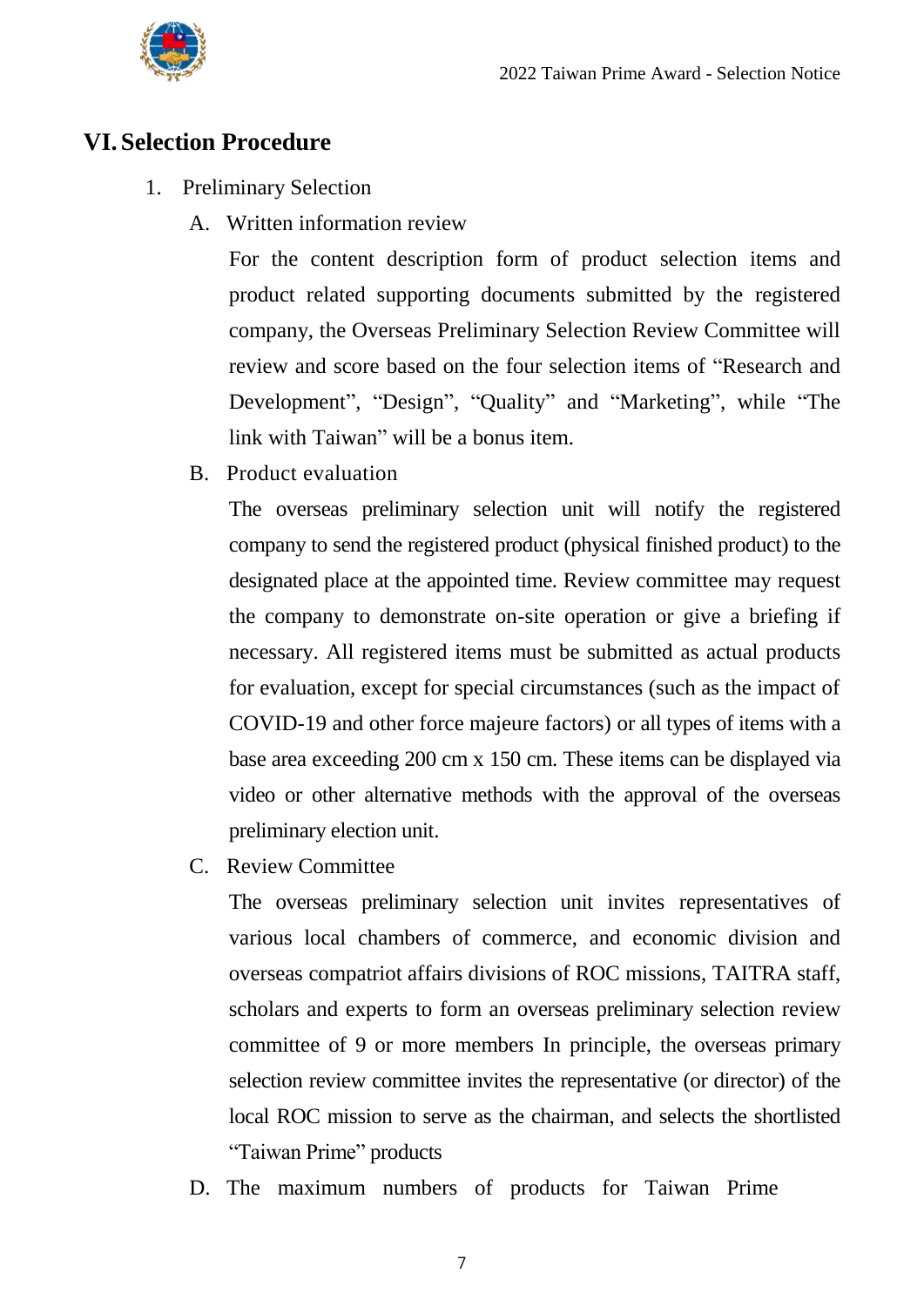## VI. Selection Procedure

1. Preliminary Selection

   A. Written information review

      For the content description form of product selection items and product related supporting documents submitted by the registered company, the Overseas Preliminary Selection Review Committee will review and score based on the four selection items of "Research and Development", "Design", "Quality" and "Marketing", while "The link with Taiwan" will be a bonus item.

   B. Product evaluation

      The overseas preliminary selection unit will notify the registered company to send the registered product (physical finished product) to the designated place at the appointed time. Review committee may request the company to demonstrate on-site operation or give a briefing if necessary. All registered items must be submitted as actual products for evaluation, except for special circumstances (such as the impact of COVID-19 and other force majeure factors) or all types of items with a base area exceeding 200 cm x 150 cm. These items can be displayed via video or other alternative methods with the approval of the overseas preliminary election unit.

   C. Review Committee

      The overseas preliminary selection unit invites representatives of various local chambers of commerce, and economic division and overseas compatriot affairs divisions of ROC missions, TAITRA staff, scholars and experts to form an overseas preliminary selection review committee of 9 or more members In principle, the overseas primary selection review committee invites the representative (or director) of the local ROC mission to serve as the chairman, and selects the shortlisted "Taiwan Prime" products

   D. The maximum numbers of products for Taiwan Prime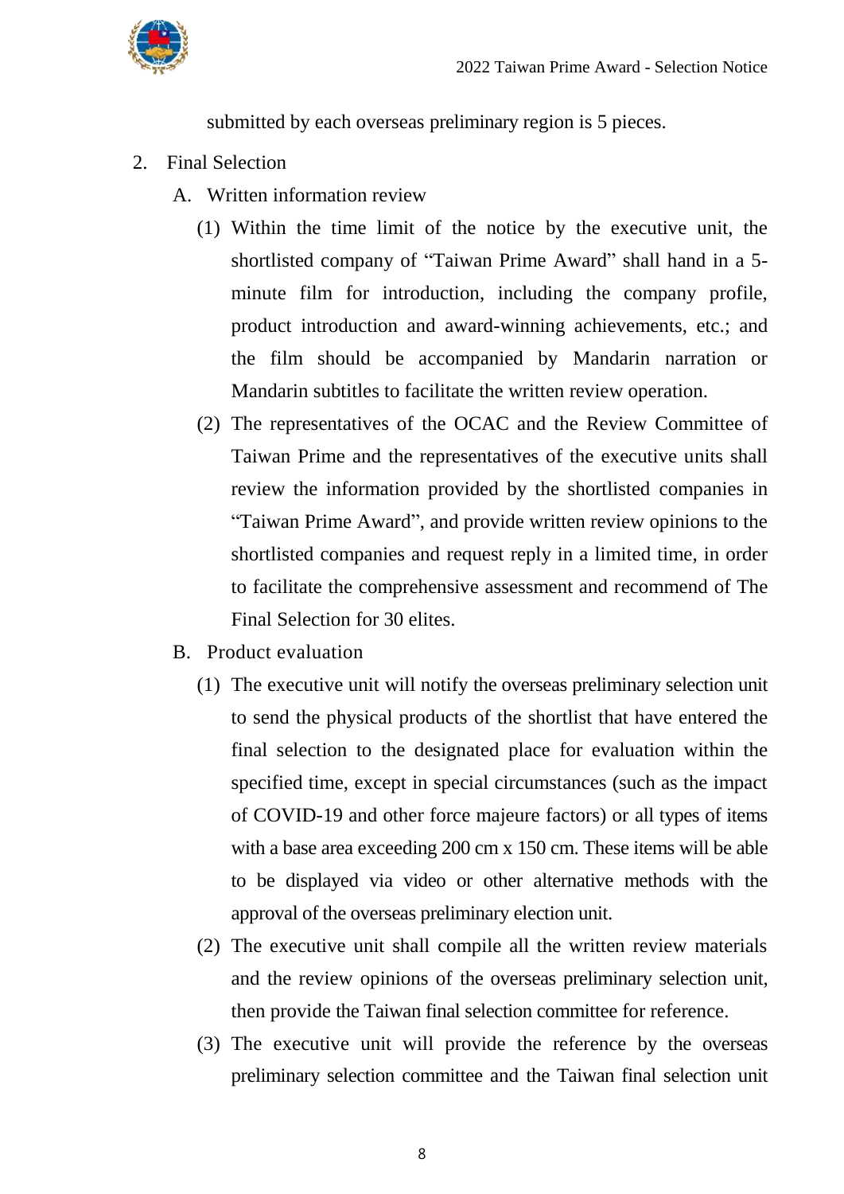submitted by each overseas preliminary region is 5 pieces.

2. Final Selection

   A. Written information review

      (1) Within the time limit of the notice by the executive unit, the shortlisted company of “Taiwan Prime Award” shall hand in a 5-minute film for introduction, including the company profile, product introduction and award-winning achievements, etc.; and the film should be accompanied by Mandarin narration or Mandarin subtitles to facilitate the written review operation.

      (2) The representatives of the OCAC and the Review Committee of Taiwan Prime and the representatives of the executive units shall review the information provided by the shortlisted companies in “Taiwan Prime Award”, and provide written review opinions to the shortlisted companies and request reply in a limited time, in order to facilitate the comprehensive assessment and recommend of The Final Selection for 30 elites.

   B. Product evaluation

      (1) The executive unit will notify the overseas preliminary selection unit to send the physical products of the shortlist that have entered the final selection to the designated place for evaluation within the specified time, except in special circumstances (such as the impact of COVID-19 and other force majeure factors) or all types of items with a base area exceeding 200 cm x 150 cm. These items will be able to be displayed via video or other alternative methods with the approval of the overseas preliminary election unit.

      (2) The executive unit shall compile all the written review materials and the review opinions of the overseas preliminary selection unit, then provide the Taiwan final selection committee for reference.

      (3) The executive unit will provide the reference by the overseas preliminary selection committee and the Taiwan final selection unit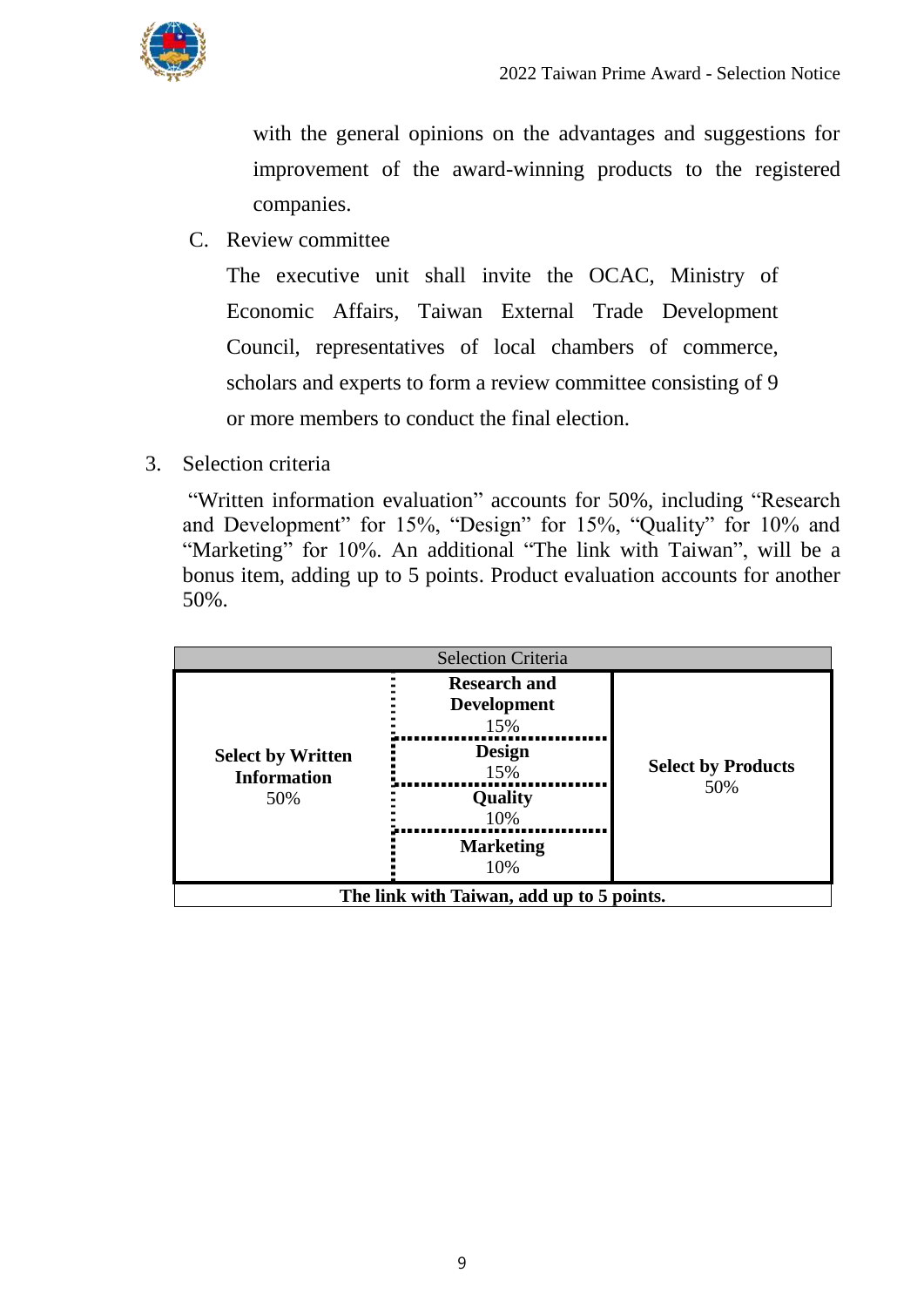with the general opinions on the advantages and suggestions for improvement of the award-winning products to the registered companies.

C. Review committee

The executive unit shall invite the OCAC, Ministry of Economic Affairs, Taiwan External Trade Development Council, representatives of local chambers of commerce, scholars and experts to form a review committee consisting of 9 or more members to conduct the final election.

3. Selection criteria

"Written information evaluation" accounts for 50%, including "Research and Development" for 15%, "Design" for 15%, "Quality" for 10% and "Marketing" for 10%. An additional "The link with Taiwan", will be a bonus item, adding up to 5 points. Product evaluation accounts for another 50%.

| Selection Criteria | | |
|---|---|---|
| **Select by Written Information** 50% | **Research and Development** 15% | **Select by Products** 50% |
| | **Design** 15% | |
| | **Quality** 10% | |
| | **Marketing** 10% | |
| **The link with Taiwan, add up to 5 points.** | | |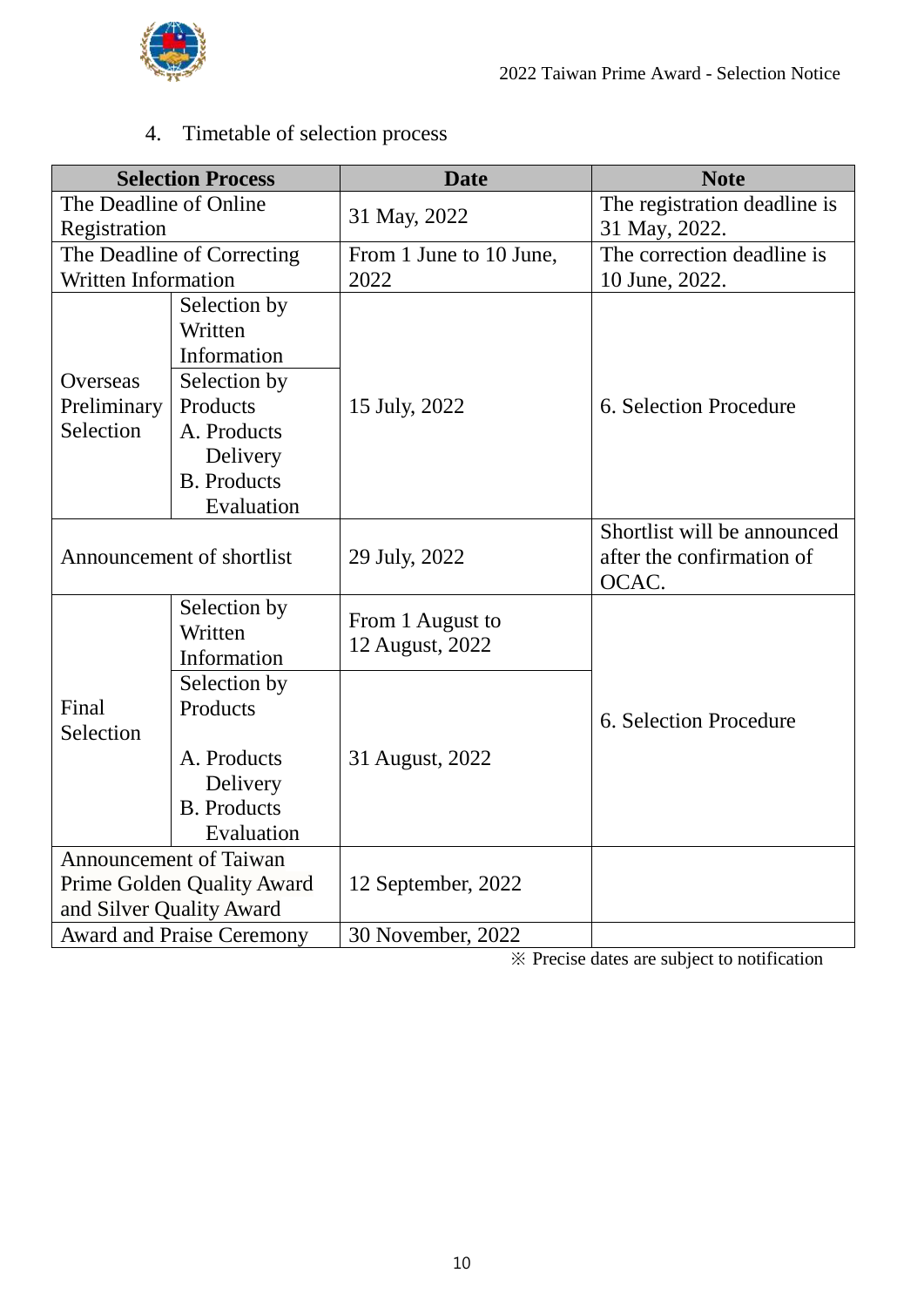4. Timetable of selection process

| Selection Process | | Date | Note |
|---|---|---|---|
| The Deadline of Online Registration | | 31 May, 2022 | The registration deadline is 31 May, 2022. |
| The Deadline of Correcting Written Information | | From 1 June to 10 June, 2022 | The correction deadline is 10 June, 2022. |
| Overseas Preliminary Selection | Selection by Written Information | 15 July, 2022 | 6. Selection Procedure |
| | Selection by Products<br>A. Products Delivery<br>B. Products Evaluation | | |
| Announcement of shortlist | | 29 July, 2022 | Shortlist will be announced after the confirmation of OCAC. |
| Final Selection | Selection by Written Information | From 1 August to 12 August, 2022 | 6. Selection Procedure |
| | Selection by Products<br><br>A. Products Delivery<br>B. Products Evaluation | 31 August, 2022 | |
| Announcement of Taiwan Prime Golden Quality Award and Silver Quality Award | | 12 September, 2022 | |
| Award and Praise Ceremony | | 30 November, 2022 | |

※ Precise dates are subject to notification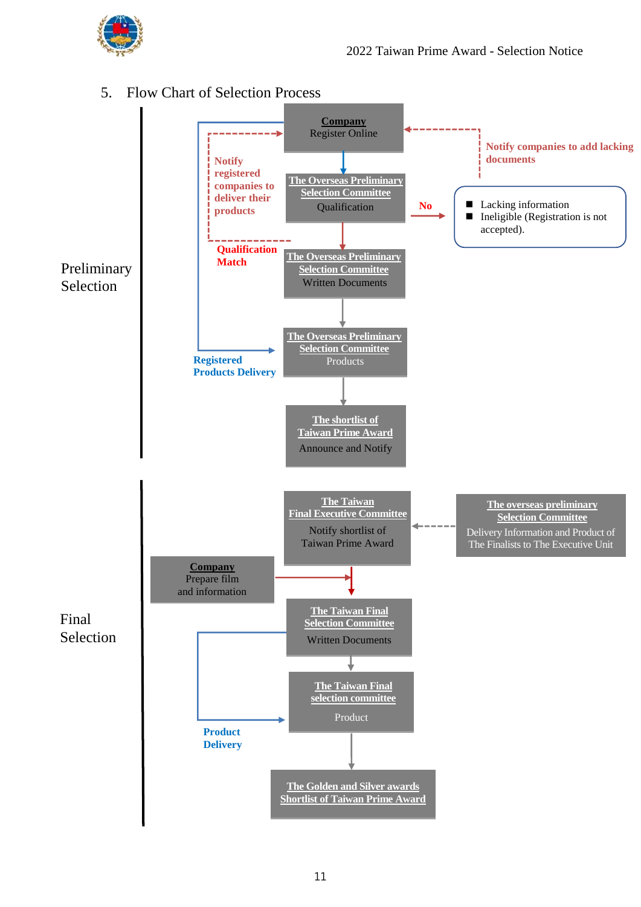## 5. Flow Chart of Selection Process

**Preliminary Selection**

- **Company** — Register Online
- **The Overseas Preliminary Selection Committee** — Qualification
  - No → Lacking information; Ineligible (Registration is not accepted).
  - Notify companies to add lacking documents → back to Company Register Online
- Qualification Match → **The Overseas Preliminary Selection Committee** — Written Documents
  - Notify registered companies to deliver their products
- **The Overseas Preliminary Selection Committee** — Products
  - Registered Products Delivery
- **The shortlist of Taiwan Prime Award** — Announce and Notify

**Final Selection**

- **The overseas preliminary Selection Committee** — Delivery Information and Product of The Finalists to The Executive Unit → **The Taiwan Final Executive Committee** — Notify shortlist of Taiwan Prime Award
- **Company** — Prepare film and information
- **The Taiwan Final Selection Committee** — Written Documents
- **The Taiwan Final selection committee** — Product
  - Product Delivery
- **The Golden and Silver awards Shortlist of Taiwan Prime Award**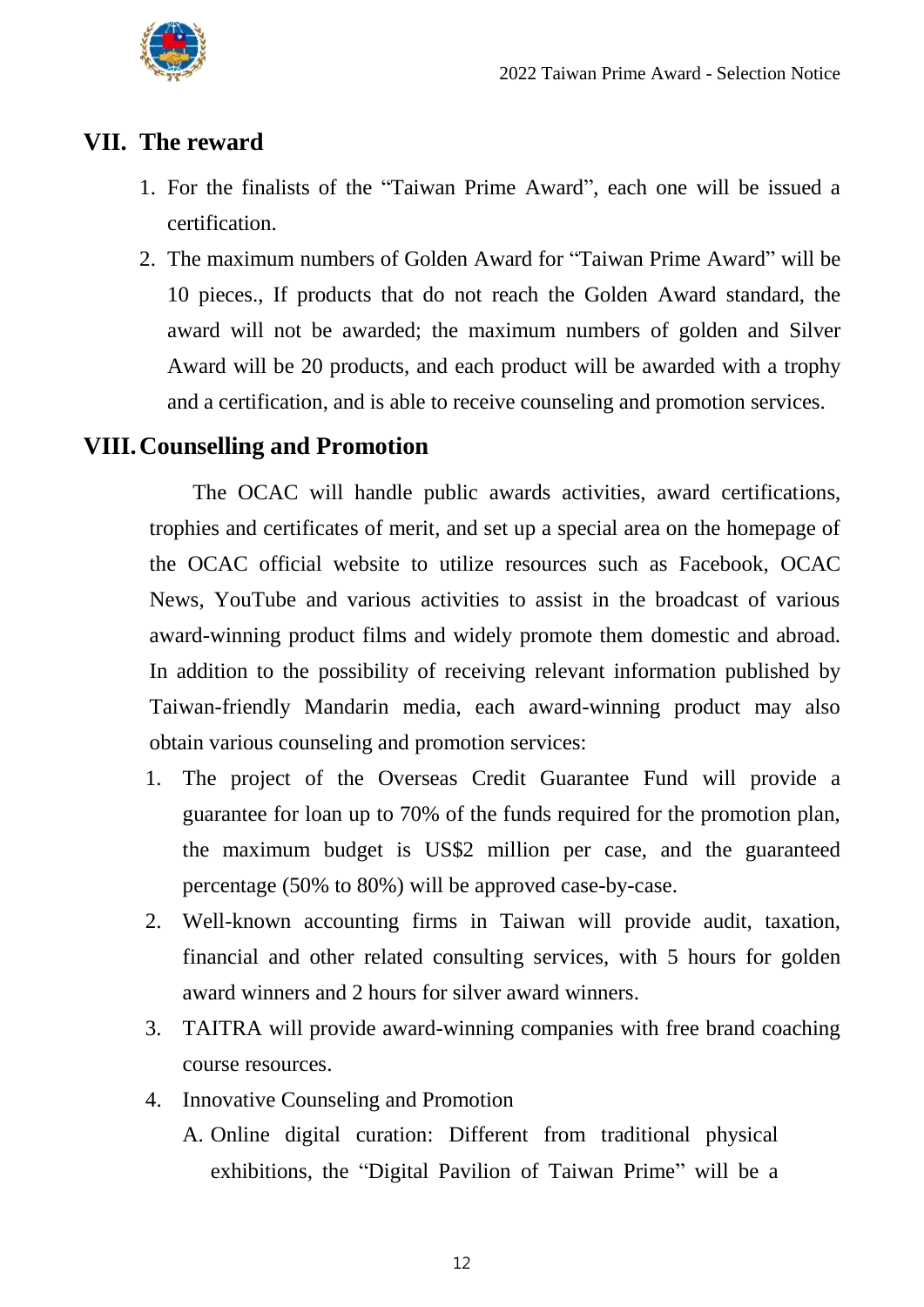## VII. The reward

1. For the finalists of the "Taiwan Prime Award", each one will be issued a certification.
2. The maximum numbers of Golden Award for "Taiwan Prime Award" will be 10 pieces., If products that do not reach the Golden Award standard, the award will not be awarded; the maximum numbers of golden and Silver Award will be 20 products, and each product will be awarded with a trophy and a certification, and is able to receive counseling and promotion services.

## VIII. Counselling and Promotion

The OCAC will handle public awards activities, award certifications, trophies and certificates of merit, and set up a special area on the homepage of the OCAC official website to utilize resources such as Facebook, OCAC News, YouTube and various activities to assist in the broadcast of various award-winning product films and widely promote them domestic and abroad. In addition to the possibility of receiving relevant information published by Taiwan-friendly Mandarin media, each award-winning product may also obtain various counseling and promotion services:

1. The project of the Overseas Credit Guarantee Fund will provide a guarantee for loan up to 70% of the funds required for the promotion plan, the maximum budget is US$2 million per case, and the guaranteed percentage (50% to 80%) will be approved case-by-case.
2. Well-known accounting firms in Taiwan will provide audit, taxation, financial and other related consulting services, with 5 hours for golden award winners and 2 hours for silver award winners.
3. TAITRA will provide award-winning companies with free brand coaching course resources.
4. Innovative Counseling and Promotion
   A. Online digital curation: Different from traditional physical exhibitions, the "Digital Pavilion of Taiwan Prime" will be a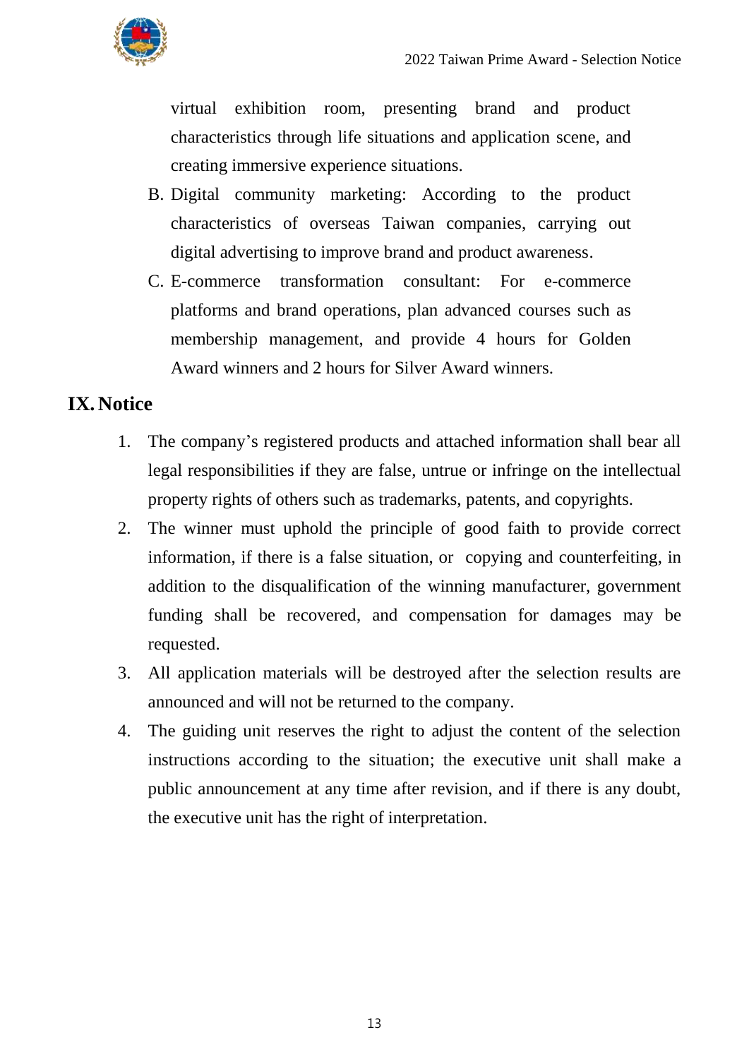virtual exhibition room, presenting brand and product characteristics through life situations and application scene, and creating immersive experience situations.

B. Digital community marketing: According to the product characteristics of overseas Taiwan companies, carrying out digital advertising to improve brand and product awareness.

C. E-commerce transformation consultant: For e-commerce platforms and brand operations, plan advanced courses such as membership management, and provide 4 hours for Golden Award winners and 2 hours for Silver Award winners.

## IX. Notice

1. The company's registered products and attached information shall bear all legal responsibilities if they are false, untrue or infringe on the intellectual property rights of others such as trademarks, patents, and copyrights.
2. The winner must uphold the principle of good faith to provide correct information, if there is a false situation, or copying and counterfeiting, in addition to the disqualification of the winning manufacturer, government funding shall be recovered, and compensation for damages may be requested.
3. All application materials will be destroyed after the selection results are announced and will not be returned to the company.
4. The guiding unit reserves the right to adjust the content of the selection instructions according to the situation; the executive unit shall make a public announcement at any time after revision, and if there is any doubt, the executive unit has the right of interpretation.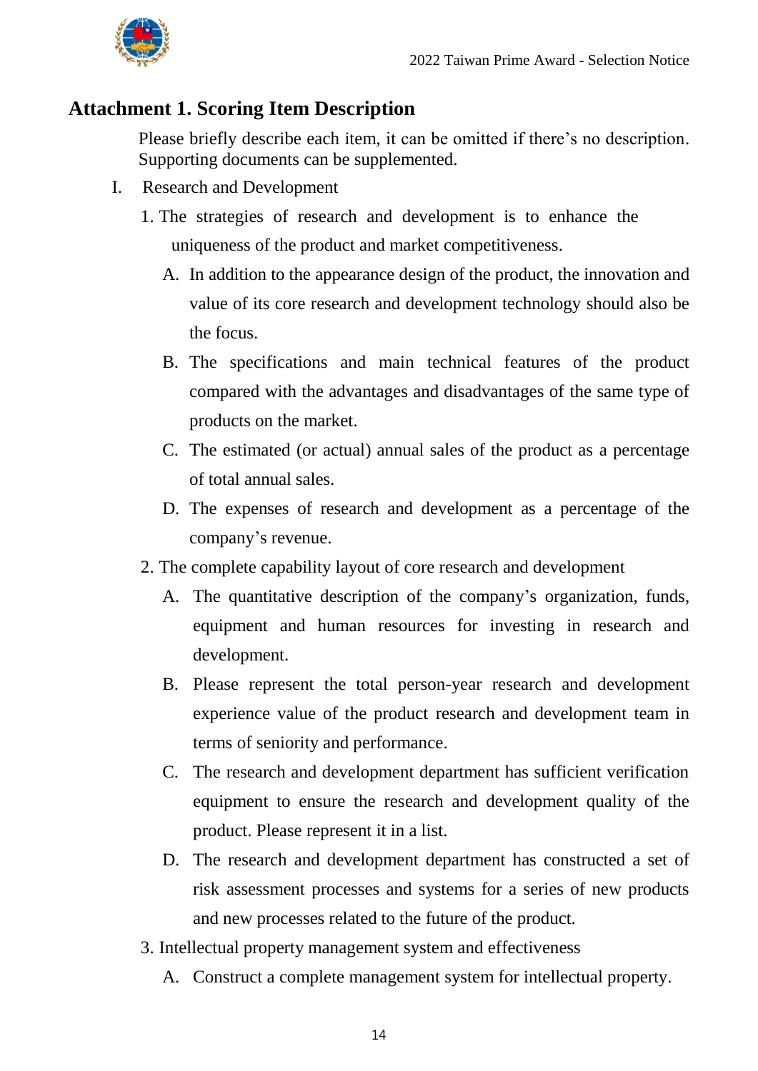## Attachment 1. Scoring Item Description

Please briefly describe each item, it can be omitted if there's no description. Supporting documents can be supplemented.

I. Research and Development

1. The strategies of research and development is to enhance the uniqueness of the product and market competitiveness.
   - A. In addition to the appearance design of the product, the innovation and value of its core research and development technology should also be the focus.
   - B. The specifications and main technical features of the product compared with the advantages and disadvantages of the same type of products on the market.
   - C. The estimated (or actual) annual sales of the product as a percentage of total annual sales.
   - D. The expenses of research and development as a percentage of the company's revenue.
2. The complete capability layout of core research and development
   - A. The quantitative description of the company's organization, funds, equipment and human resources for investing in research and development.
   - B. Please represent the total person-year research and development experience value of the product research and development team in terms of seniority and performance.
   - C. The research and development department has sufficient verification equipment to ensure the research and development quality of the product. Please represent it in a list.
   - D. The research and development department has constructed a set of risk assessment processes and systems for a series of new products and new processes related to the future of the product.
3. Intellectual property management system and effectiveness
   - A. Construct a complete management system for intellectual property.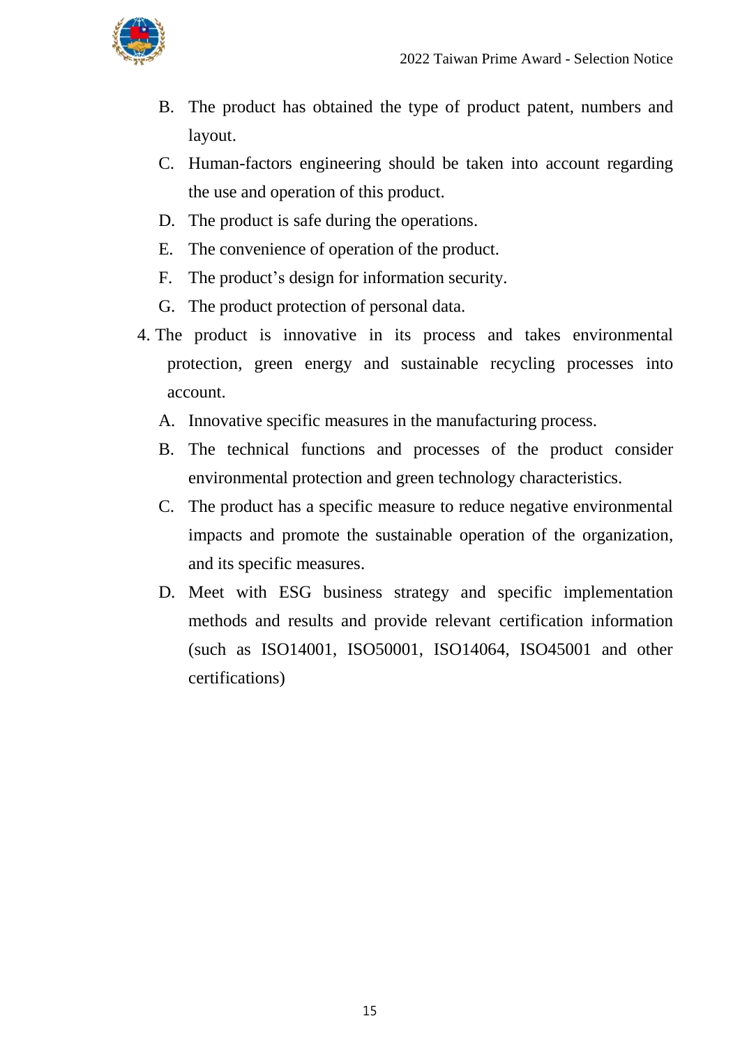B. The product has obtained the type of product patent, numbers and layout.

C. Human-factors engineering should be taken into account regarding the use and operation of this product.

D. The product is safe during the operations.

E. The convenience of operation of the product.

F. The product's design for information security.

G. The product protection of personal data.

4. The product is innovative in its process and takes environmental protection, green energy and sustainable recycling processes into account.

   A. Innovative specific measures in the manufacturing process.

   B. The technical functions and processes of the product consider environmental protection and green technology characteristics.

   C. The product has a specific measure to reduce negative environmental impacts and promote the sustainable operation of the organization, and its specific measures.

   D. Meet with ESG business strategy and specific implementation methods and results and provide relevant certification information (such as ISO14001, ISO50001, ISO14064, ISO45001 and other certifications)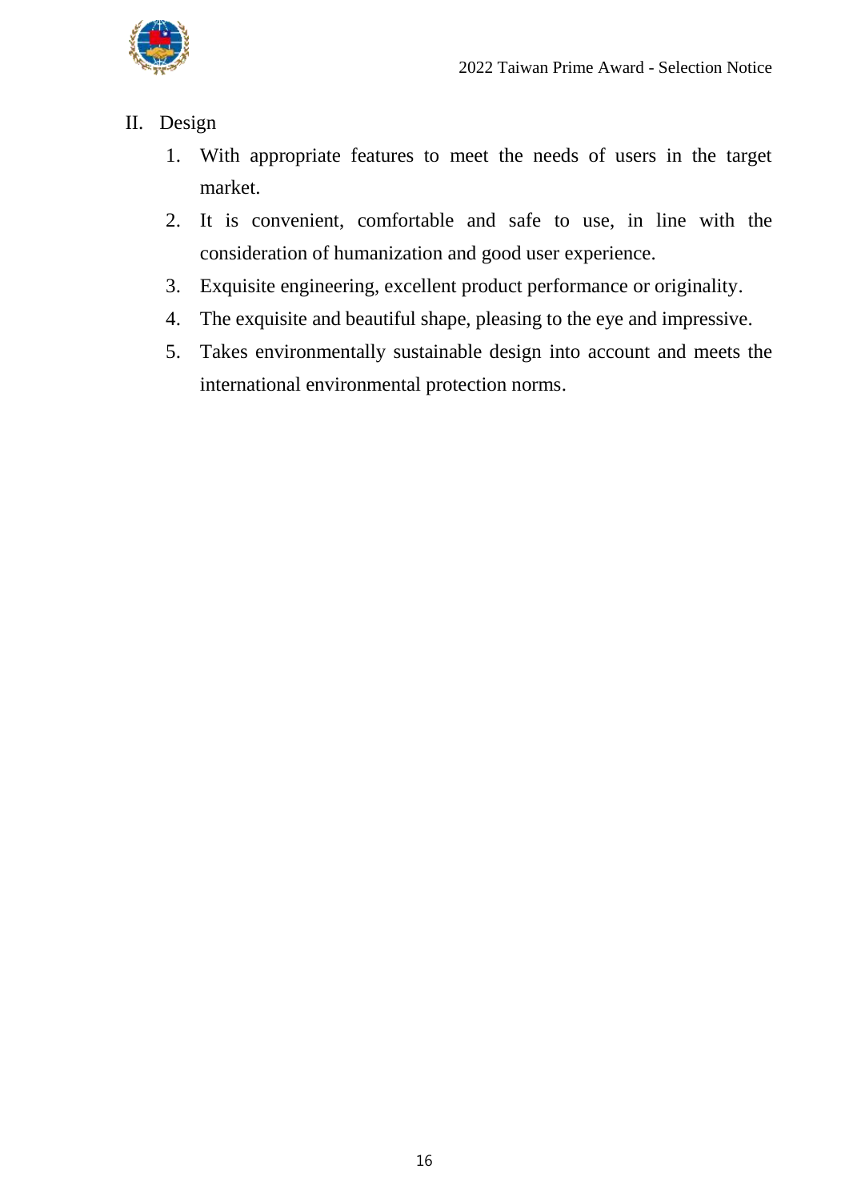## II. Design

1. With appropriate features to meet the needs of users in the target market.
2. It is convenient, comfortable and safe to use, in line with the consideration of humanization and good user experience.
3. Exquisite engineering, excellent product performance or originality.
4. The exquisite and beautiful shape, pleasing to the eye and impressive.
5. Takes environmentally sustainable design into account and meets the international environmental protection norms.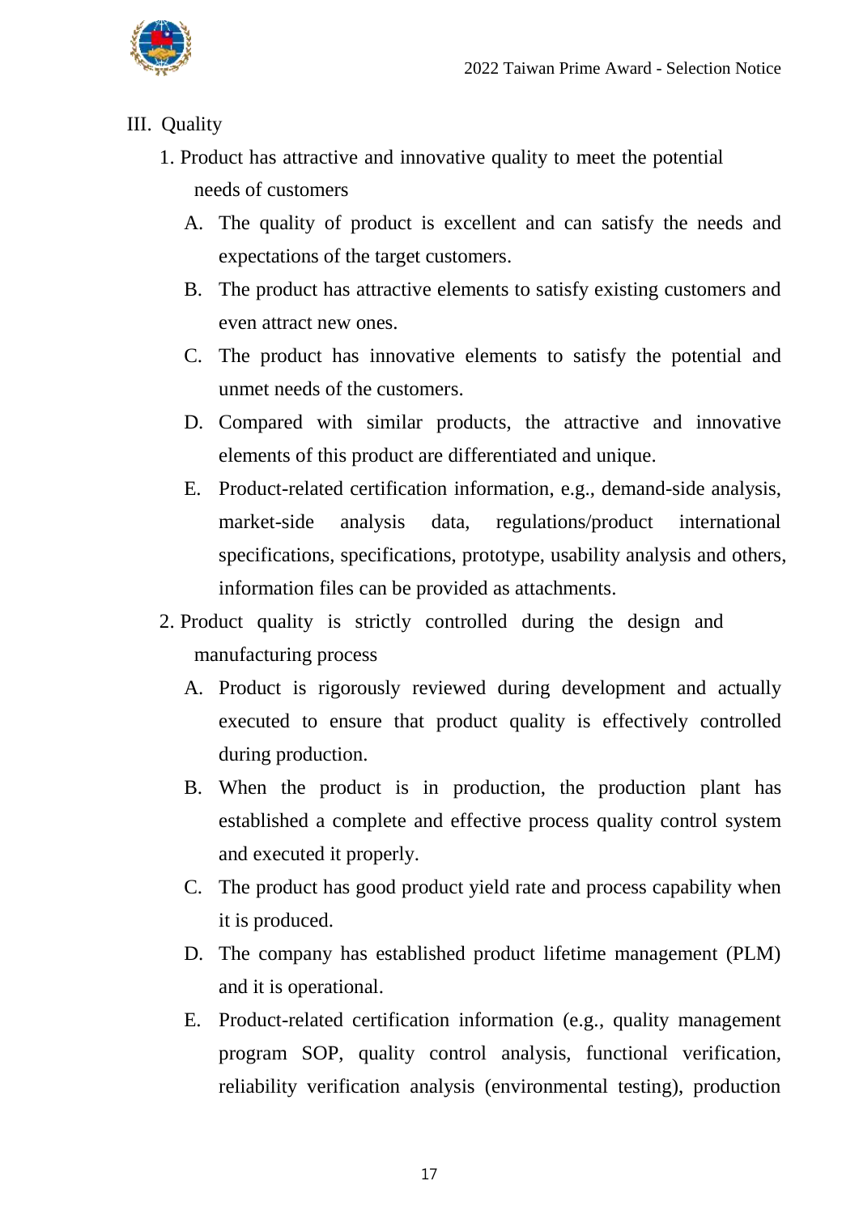III. Quality

1. Product has attractive and innovative quality to meet the potential needs of customers

   A. The quality of product is excellent and can satisfy the needs and expectations of the target customers.

   B. The product has attractive elements to satisfy existing customers and even attract new ones.

   C. The product has innovative elements to satisfy the potential and unmet needs of the customers.

   D. Compared with similar products, the attractive and innovative elements of this product are differentiated and unique.

   E. Product-related certification information, e.g., demand-side analysis, market-side analysis data, regulations/product international specifications, specifications, prototype, usability analysis and others, information files can be provided as attachments.

2. Product quality is strictly controlled during the design and manufacturing process

   A. Product is rigorously reviewed during development and actually executed to ensure that product quality is effectively controlled during production.

   B. When the product is in production, the production plant has established a complete and effective process quality control system and executed it properly.

   C. The product has good product yield rate and process capability when it is produced.

   D. The company has established product lifetime management (PLM) and it is operational.

   E. Product-related certification information (e.g., quality management program SOP, quality control analysis, functional verification, reliability verification analysis (environmental testing), production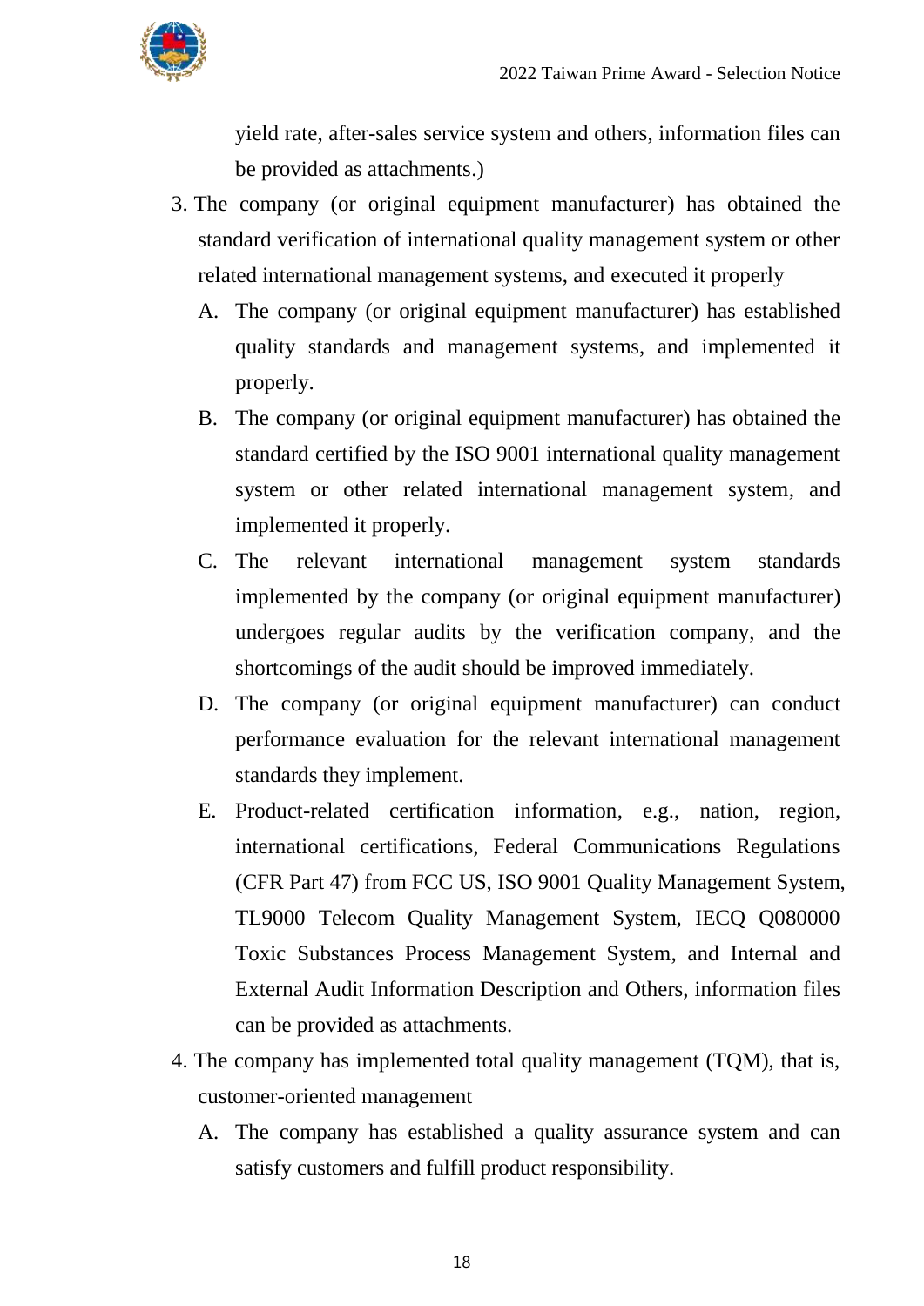yield rate, after-sales service system and others, information files can be provided as attachments.)

3. The company (or original equipment manufacturer) has obtained the standard verification of international quality management system or other related international management systems, and executed it properly
   - A. The company (or original equipment manufacturer) has established quality standards and management systems, and implemented it properly.
   - B. The company (or original equipment manufacturer) has obtained the standard certified by the ISO 9001 international quality management system or other related international management system, and implemented it properly.
   - C. The relevant international management system standards implemented by the company (or original equipment manufacturer) undergoes regular audits by the verification company, and the shortcomings of the audit should be improved immediately.
   - D. The company (or original equipment manufacturer) can conduct performance evaluation for the relevant international management standards they implement.
   - E. Product-related certification information, e.g., nation, region, international certifications, Federal Communications Regulations (CFR Part 47) from FCC US, ISO 9001 Quality Management System, TL9000 Telecom Quality Management System, IECQ Q080000 Toxic Substances Process Management System, and Internal and External Audit Information Description and Others, information files can be provided as attachments.
4. The company has implemented total quality management (TQM), that is, customer-oriented management
   - A. The company has established a quality assurance system and can satisfy customers and fulfill product responsibility.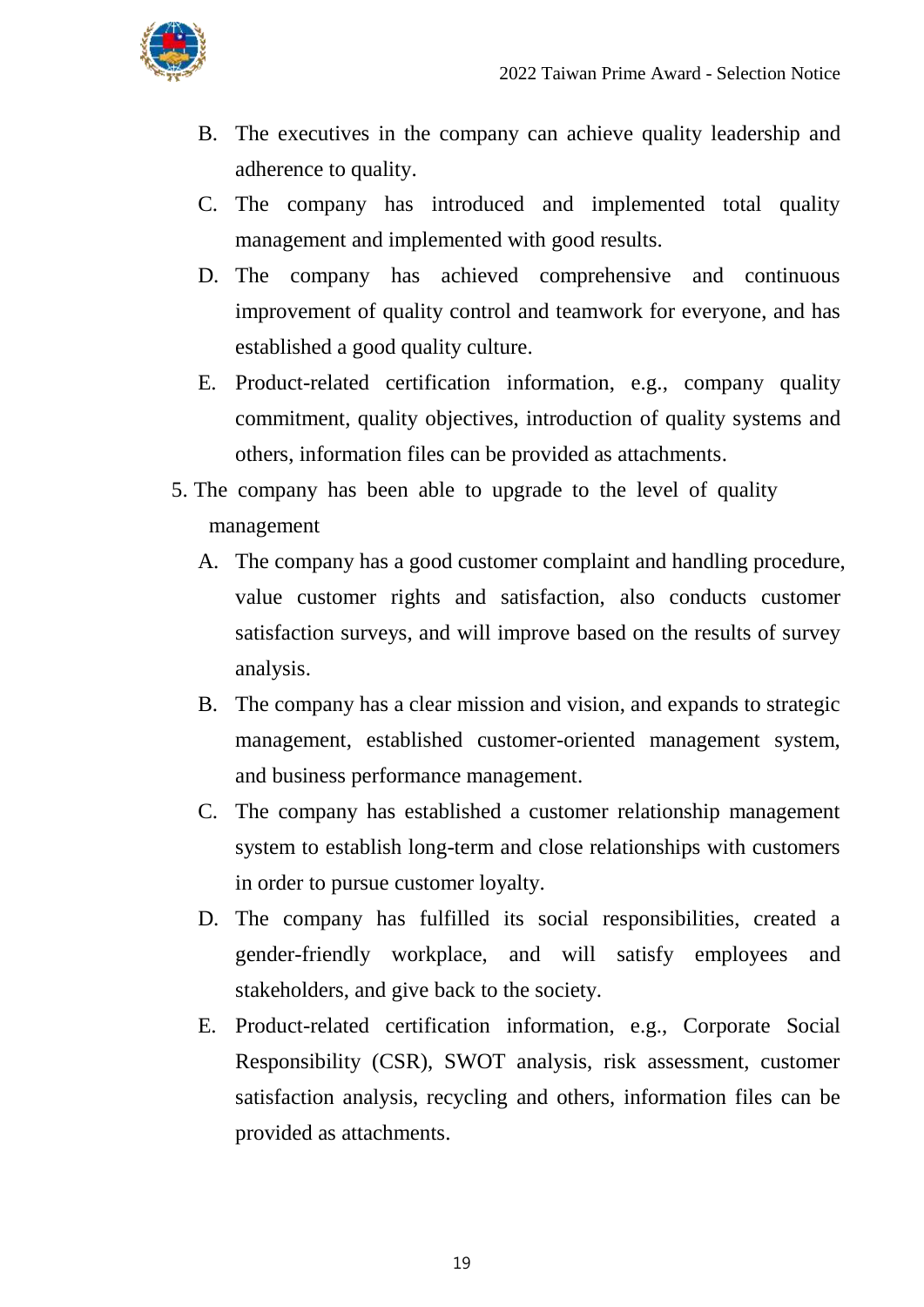B. The executives in the company can achieve quality leadership and adherence to quality.

C. The company has introduced and implemented total quality management and implemented with good results.

D. The company has achieved comprehensive and continuous improvement of quality control and teamwork for everyone, and has established a good quality culture.

E. Product-related certification information, e.g., company quality commitment, quality objectives, introduction of quality systems and others, information files can be provided as attachments.

5. The company has been able to upgrade to the level of quality management

A. The company has a good customer complaint and handling procedure, value customer rights and satisfaction, also conducts customer satisfaction surveys, and will improve based on the results of survey analysis.

B. The company has a clear mission and vision, and expands to strategic management, established customer-oriented management system, and business performance management.

C. The company has established a customer relationship management system to establish long-term and close relationships with customers in order to pursue customer loyalty.

D. The company has fulfilled its social responsibilities, created a gender-friendly workplace, and will satisfy employees and stakeholders, and give back to the society.

E. Product-related certification information, e.g., Corporate Social Responsibility (CSR), SWOT analysis, risk assessment, customer satisfaction analysis, recycling and others, information files can be provided as attachments.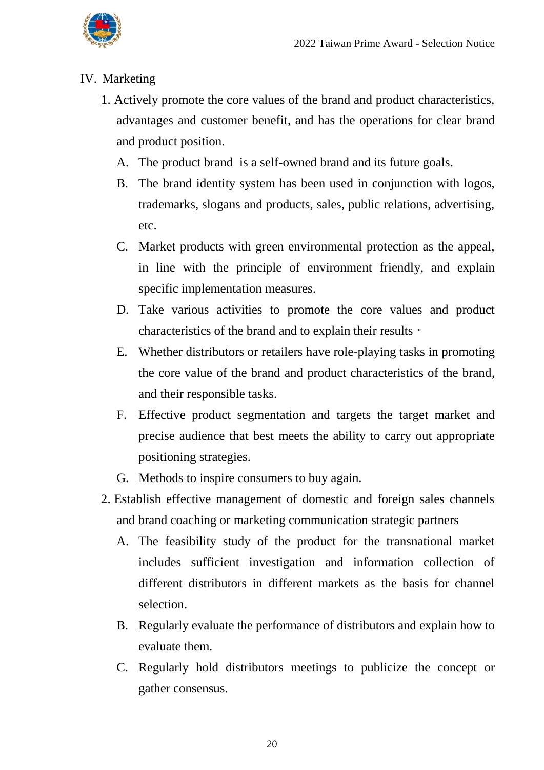## IV. Marketing

1. Actively promote the core values of the brand and product characteristics, advantages and customer benefit, and has the operations for clear brand and product position.
   - A. The product brand is a self-owned brand and its future goals.
   - B. The brand identity system has been used in conjunction with logos, trademarks, slogans and products, sales, public relations, advertising, etc.
   - C. Market products with green environmental protection as the appeal, in line with the principle of environment friendly, and explain specific implementation measures.
   - D. Take various activities to promote the core values and product characteristics of the brand and to explain their results。
   - E. Whether distributors or retailers have role-playing tasks in promoting the core value of the brand and product characteristics of the brand, and their responsible tasks.
   - F. Effective product segmentation and targets the target market and precise audience that best meets the ability to carry out appropriate positioning strategies.
   - G. Methods to inspire consumers to buy again.
2. Establish effective management of domestic and foreign sales channels and brand coaching or marketing communication strategic partners
   - A. The feasibility study of the product for the transnational market includes sufficient investigation and information collection of different distributors in different markets as the basis for channel selection.
   - B. Regularly evaluate the performance of distributors and explain how to evaluate them.
   - C. Regularly hold distributors meetings to publicize the concept or gather consensus.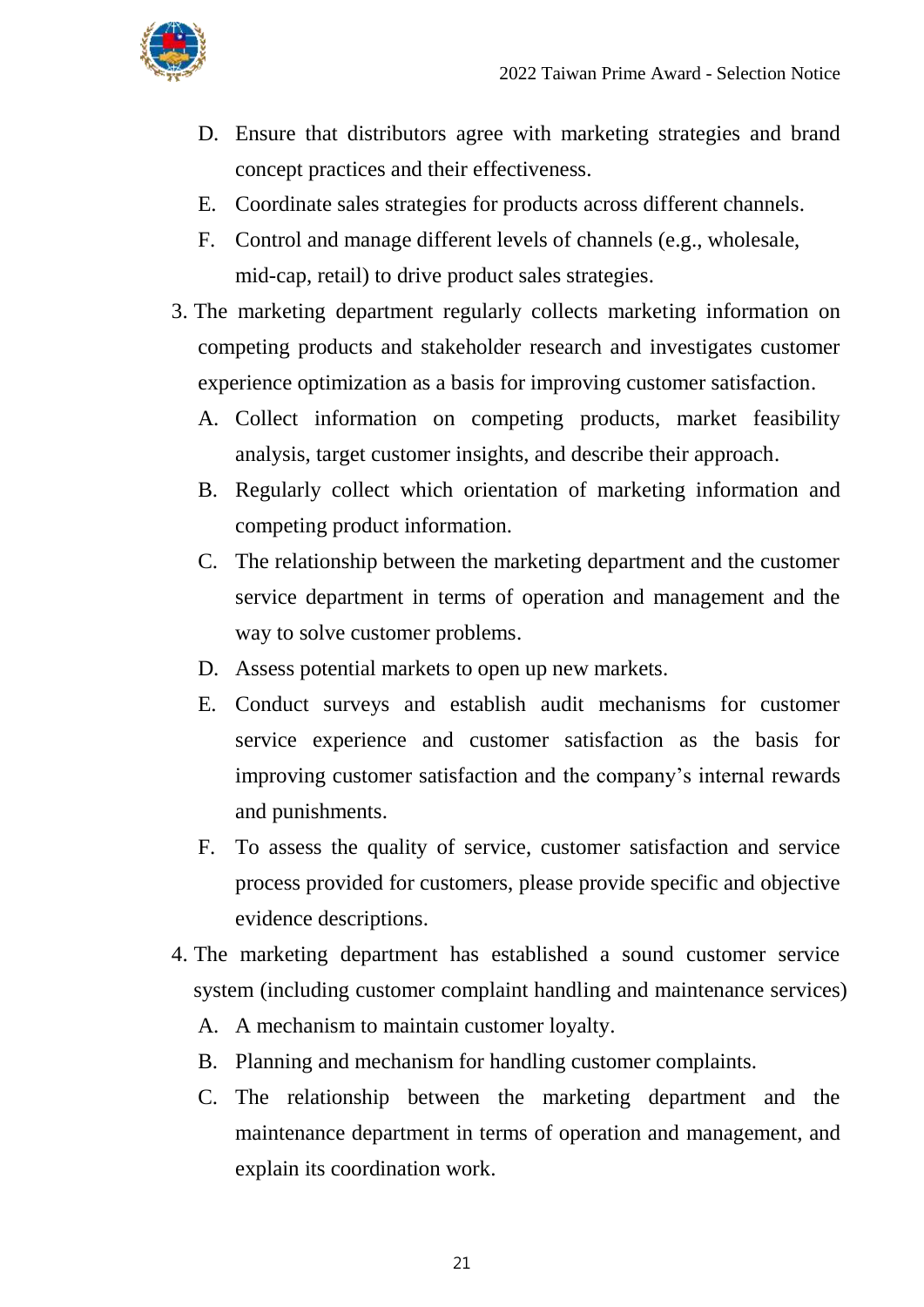D. Ensure that distributors agree with marketing strategies and brand concept practices and their effectiveness.
E. Coordinate sales strategies for products across different channels.
F. Control and manage different levels of channels (e.g., wholesale, mid-cap, retail) to drive product sales strategies.

3. The marketing department regularly collects marketing information on competing products and stakeholder research and investigates customer experience optimization as a basis for improving customer satisfaction.
   A. Collect information on competing products, market feasibility analysis, target customer insights, and describe their approach.
   B. Regularly collect which orientation of marketing information and competing product information.
   C. The relationship between the marketing department and the customer service department in terms of operation and management and the way to solve customer problems.
   D. Assess potential markets to open up new markets.
   E. Conduct surveys and establish audit mechanisms for customer service experience and customer satisfaction as the basis for improving customer satisfaction and the company's internal rewards and punishments.
   F. To assess the quality of service, customer satisfaction and service process provided for customers, please provide specific and objective evidence descriptions.

4. The marketing department has established a sound customer service system (including customer complaint handling and maintenance services)
   A. A mechanism to maintain customer loyalty.
   B. Planning and mechanism for handling customer complaints.
   C. The relationship between the marketing department and the maintenance department in terms of operation and management, and explain its coordination work.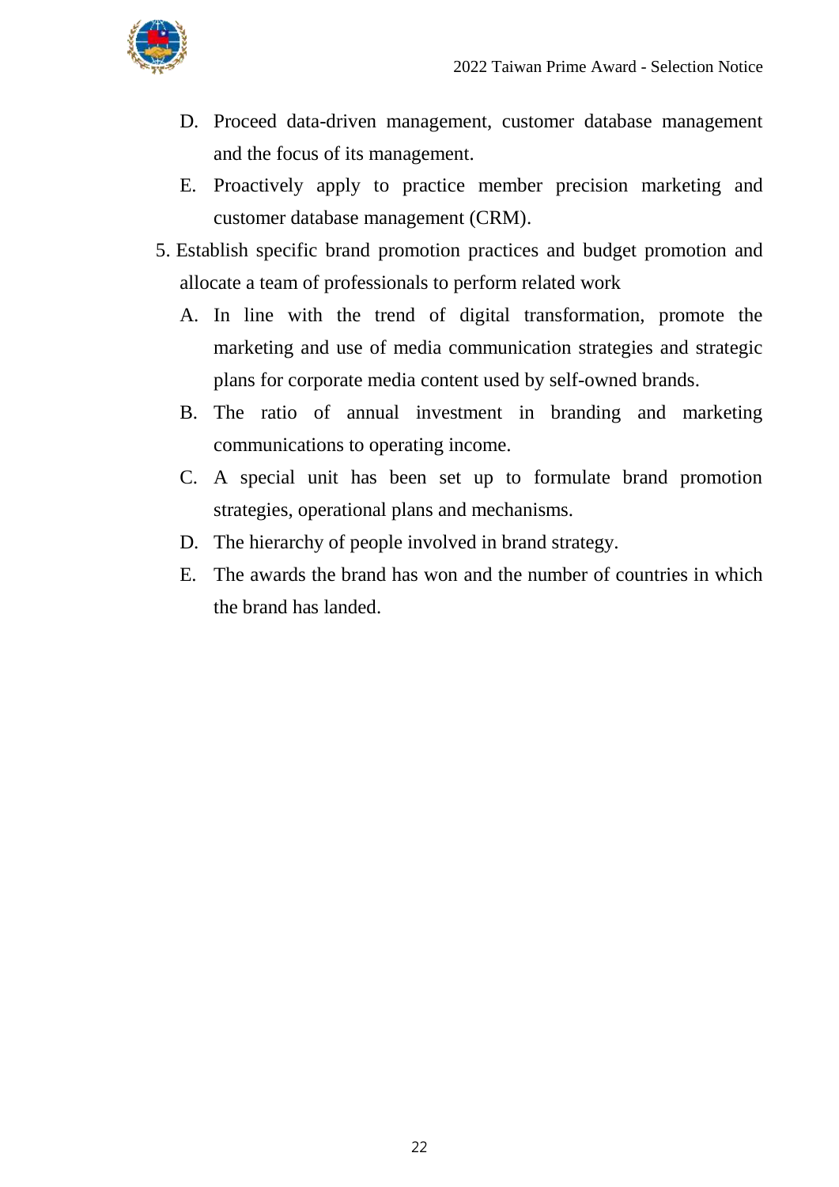D. Proceed data-driven management, customer database management and the focus of its management.

E. Proactively apply to practice member precision marketing and customer database management (CRM).

5. Establish specific brand promotion practices and budget promotion and allocate a team of professionals to perform related work

   A. In line with the trend of digital transformation, promote the marketing and use of media communication strategies and strategic plans for corporate media content used by self-owned brands.

   B. The ratio of annual investment in branding and marketing communications to operating income.

   C. A special unit has been set up to formulate brand promotion strategies, operational plans and mechanisms.

   D. The hierarchy of people involved in brand strategy.

   E. The awards the brand has won and the number of countries in which the brand has landed.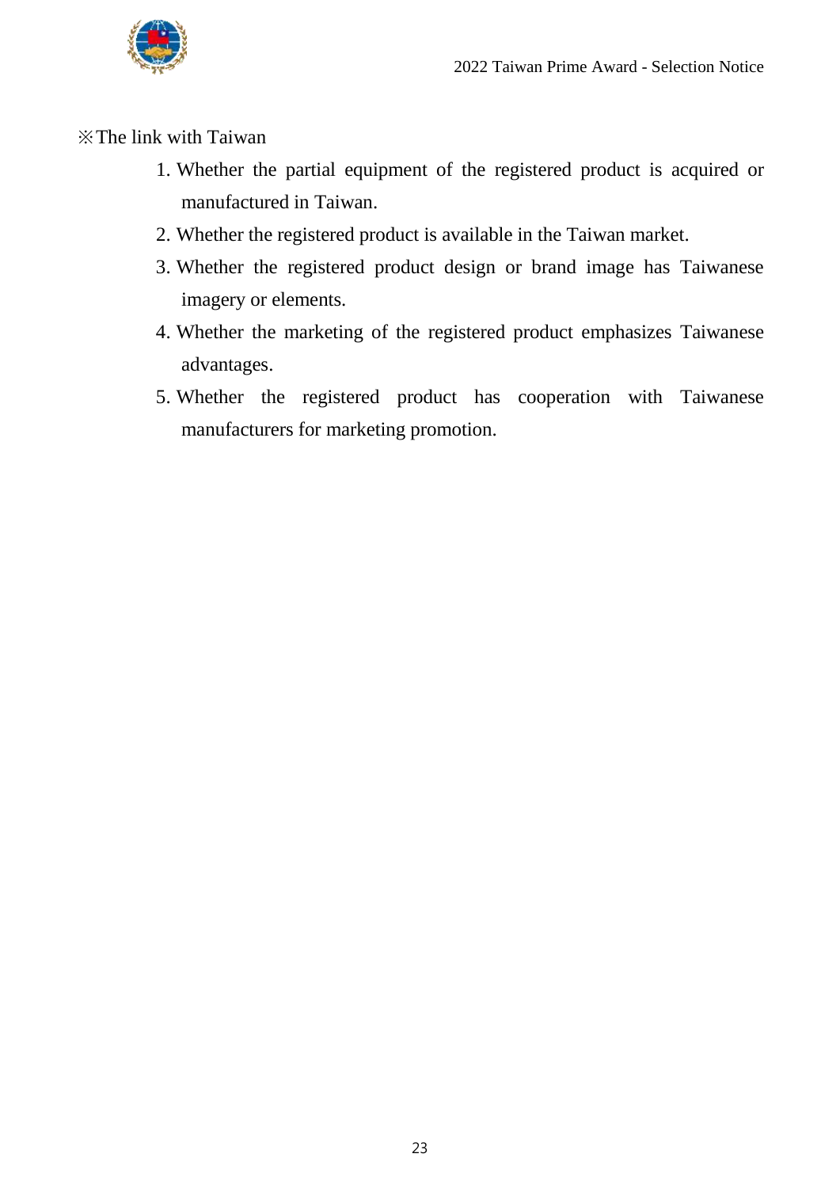※The link with Taiwan

1. Whether the partial equipment of the registered product is acquired or manufactured in Taiwan.
2. Whether the registered product is available in the Taiwan market.
3. Whether the registered product design or brand image has Taiwanese imagery or elements.
4. Whether the marketing of the registered product emphasizes Taiwanese advantages.
5. Whether the registered product has cooperation with Taiwanese manufacturers for marketing promotion.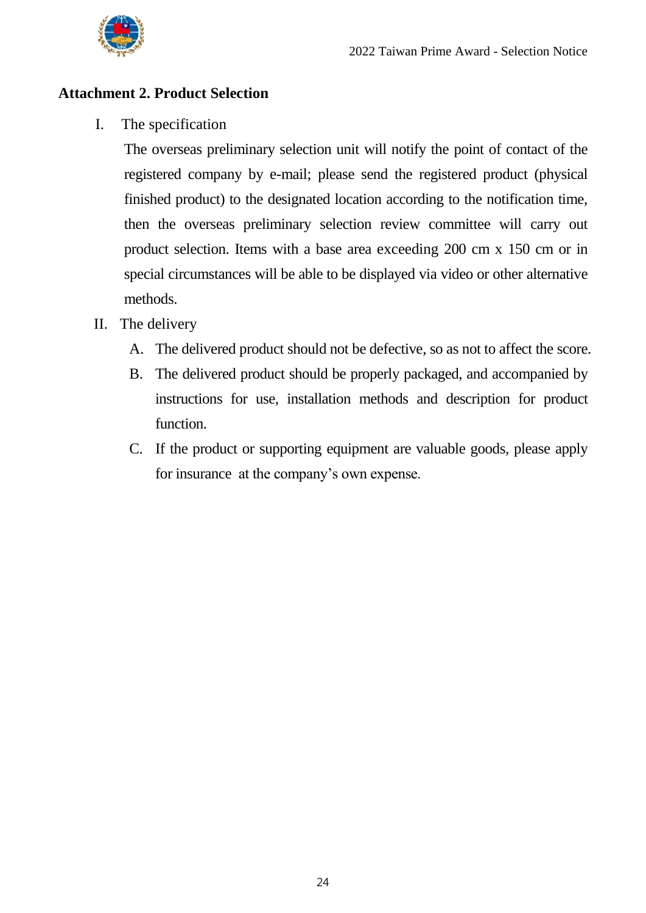## Attachment 2. Product Selection

I. The specification

The overseas preliminary selection unit will notify the point of contact of the registered company by e-mail; please send the registered product (physical finished product) to the designated location according to the notification time, then the overseas preliminary selection review committee will carry out product selection. Items with a base area exceeding 200 cm x 150 cm or in special circumstances will be able to be displayed via video or other alternative methods.

II. The delivery

A. The delivered product should not be defective, so as not to affect the score.

B. The delivered product should be properly packaged, and accompanied by instructions for use, installation methods and description for product function.

C. If the product or supporting equipment are valuable goods, please apply for insurance at the company's own expense.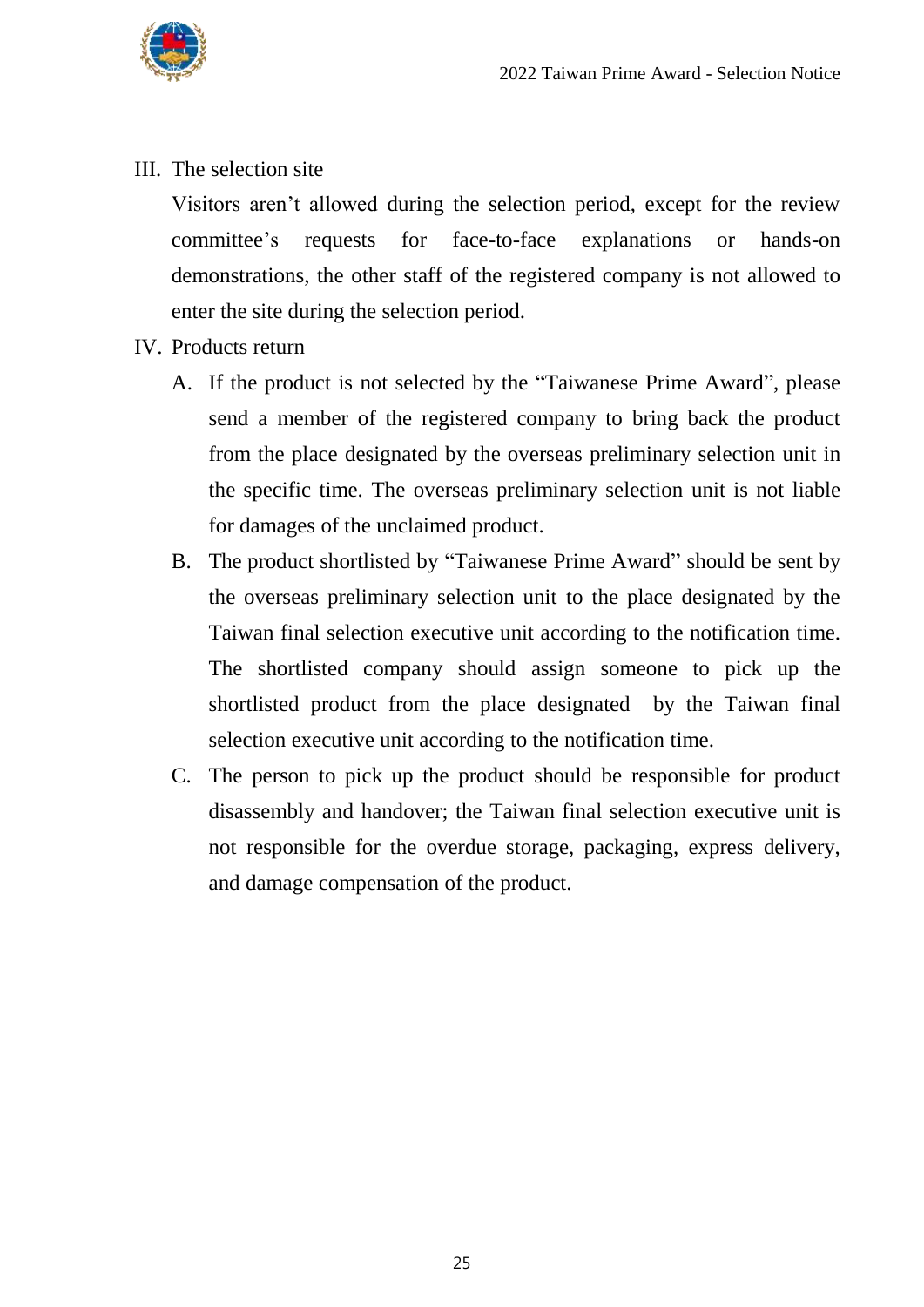III. The selection site

Visitors aren't allowed during the selection period, except for the review committee's requests for face-to-face explanations or hands-on demonstrations, the other staff of the registered company is not allowed to enter the site during the selection period.

IV. Products return

A. If the product is not selected by the "Taiwanese Prime Award", please send a member of the registered company to bring back the product from the place designated by the overseas preliminary selection unit in the specific time. The overseas preliminary selection unit is not liable for damages of the unclaimed product.

B. The product shortlisted by "Taiwanese Prime Award" should be sent by the overseas preliminary selection unit to the place designated by the Taiwan final selection executive unit according to the notification time. The shortlisted company should assign someone to pick up the shortlisted product from the place designated by the Taiwan final selection executive unit according to the notification time.

C. The person to pick up the product should be responsible for product disassembly and handover; the Taiwan final selection executive unit is not responsible for the overdue storage, packaging, express delivery, and damage compensation of the product.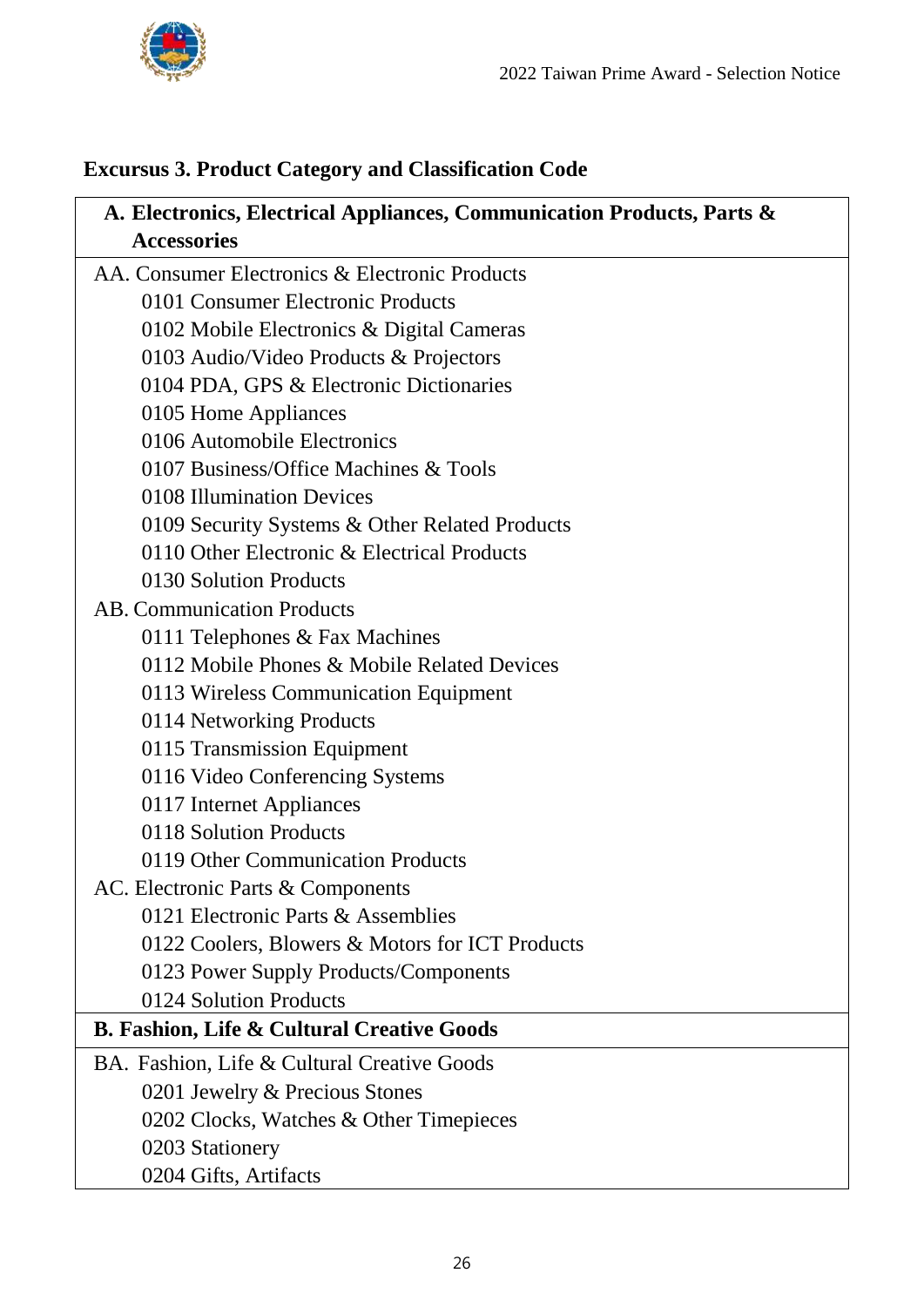## Excursus 3. Product Category and Classification Code

| A. Electronics, Electrical Appliances, Communication Products, Parts & Accessories |
|---|
| AA. Consumer Electronics & Electronic Products<br>0101 Consumer Electronic Products<br>0102 Mobile Electronics & Digital Cameras<br>0103 Audio/Video Products & Projectors<br>0104 PDA, GPS & Electronic Dictionaries<br>0105 Home Appliances<br>0106 Automobile Electronics<br>0107 Business/Office Machines & Tools<br>0108 Illumination Devices<br>0109 Security Systems & Other Related Products<br>0110 Other Electronic & Electrical Products<br>0130 Solution Products<br>AB. Communication Products<br>0111 Telephones & Fax Machines<br>0112 Mobile Phones & Mobile Related Devices<br>0113 Wireless Communication Equipment<br>0114 Networking Products<br>0115 Transmission Equipment<br>0116 Video Conferencing Systems<br>0117 Internet Appliances<br>0118 Solution Products<br>0119 Other Communication Products<br>AC. Electronic Parts & Components<br>0121 Electronic Parts & Assemblies<br>0122 Coolers, Blowers & Motors for ICT Products<br>0123 Power Supply Products/Components<br>0124 Solution Products |
| **B. Fashion, Life & Cultural Creative Goods** |
| BA. Fashion, Life & Cultural Creative Goods<br>0201 Jewelry & Precious Stones<br>0202 Clocks, Watches & Other Timepieces<br>0203 Stationery<br>0204 Gifts, Artifacts |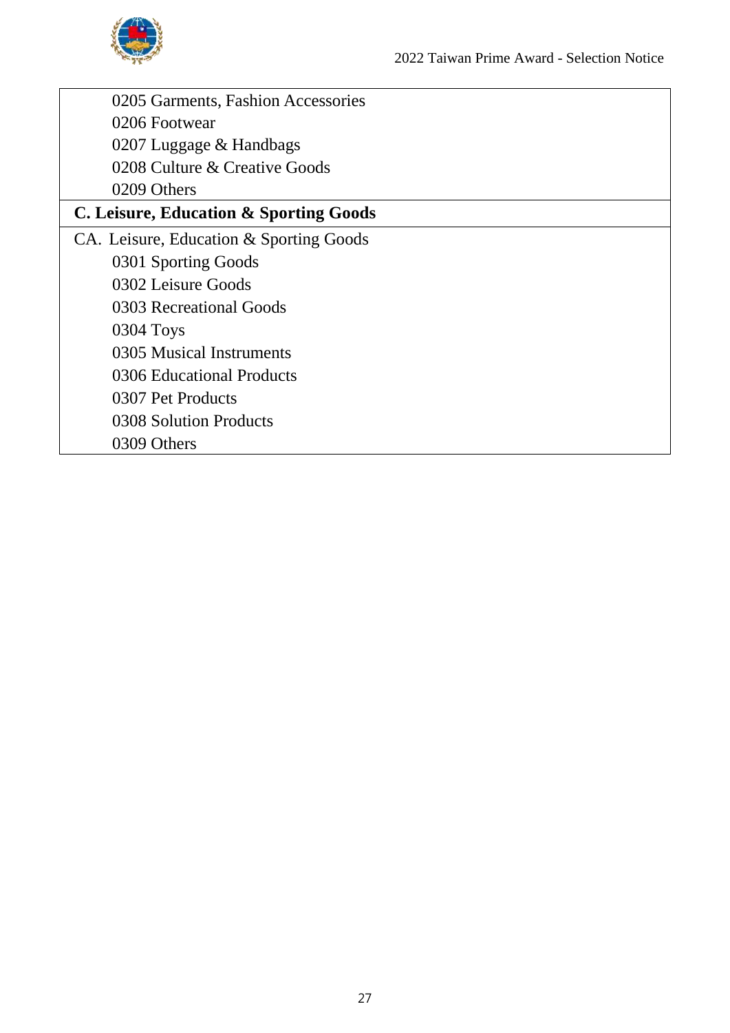| |
|---|
| 0205 Garments, Fashion Accessories<br>0206 Footwear<br>0207 Luggage & Handbags<br>0208 Culture & Creative Goods<br>0209 Others |
| **C. Leisure, Education & Sporting Goods** |
| CA. Leisure, Education & Sporting Goods<br>0301 Sporting Goods<br>0302 Leisure Goods<br>0303 Recreational Goods<br>0304 Toys<br>0305 Musical Instruments<br>0306 Educational Products<br>0307 Pet Products<br>0308 Solution Products<br>0309 Others |